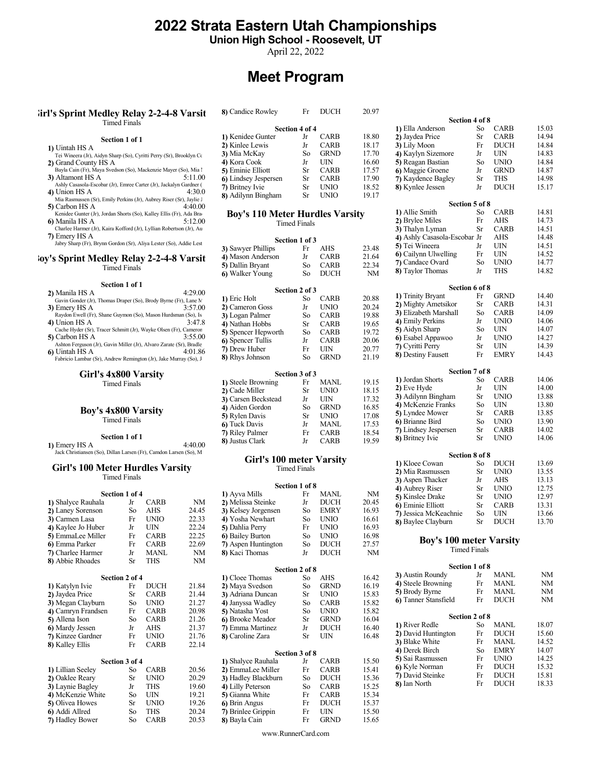# 2022 Strata Eastern Utah Championships

**Union High School - Roosevelt, UT**

April 22, 2022

## Meet Program

### Girl's Sprint Medley Relay 2-2-4-8 Varsity

Timed Finals

**Section 1 of 1**

1) Uintah HS A
Tei Wineera (Jr), Aidyn Sharp (So), Cyritti Perry (Sr), Brooklyn Co

2) Grand County HS A
Bayla Cain (Fr), Maya Svedson (So), Mackenzie Mayer (So), Mia M

3) Altamont HS A — 5:11.00
Ashly Casasola-Escobar (Jr), Emree Carter (Jr), Jackalyn Gardner (

4) Union HS A — 4:30.0
Mia Rasmussen (Sr), Emily Perkins (Jr), Aubrey Riser (Sr), Jaylie J

5) Carbon HS A — 4:40.00
Kenidee Gunter (Jr), Jordan Shorts (So), Kalley Ellis (Fr), Ada Brad

6) Manila HS A — 5:12.00
Charlee Harmer (Jr), Kaira Kofford (Jr), Lyllian Robertson (Jr), Au

7) Emery HS A
Jabry Sharp (Fr), Brynn Gordon (Sr), Aliya Lester (So), Addie Lest

### Boy's Sprint Medley Relay 2-2-4-8 Varsity

Timed Finals

**Section 1 of 1**

2) Manila HS A — 4:29.00
Gavin Gonder (Jr), Thomas Draper (So), Brody Byrne (Fr), Lane M

3) Emery HS A — 3:57.00
Raydon Ewell (Fr), Shane Guymon (So), Mason Hurdsman (So), Is

4) Union HS A — 3:47.8
Cache Hyder (Sr), Tracer Schmitt (Jr), Wayke Olsen (Fr), Cameron

5) Carbon HS A — 3:55.00
Ashton Ferguson (Jr), Gavin Miller (Jr), Alvaro Zarate (Sr), Bradle

6) Uintah HS A — 4:01.86
Fabricio Lambar (Sr), Andrew Remington (Jr), Jake Murray (So), J

### Girl's 4x800 Varsity

Timed Finals

### Boy's 4x800 Varsity

Timed Finals

**Section 1 of 1**

1) Emery HS A — 4:40.00
Jack Christiansen (So), Dillan Larsen (Fr), Camdon Larsen (So), M

### Girl's 100 Meter Hurdles Varsity

Timed Finals

**Section 1 of 4**

| Lane | Name | Yr | Team | Mark |
|---|---|---|---|---|
| 1) | Shalyce Rauhala | Jr | CARB | NM |
| 2) | Laney Sorenson | So | AHS | 24.45 |
| 3) | Carmen Lasa | Fr | UNIO | 22.33 |
| 4) | Kaylee Jo Huber | Jr | UIN | 22.24 |
| 5) | EmmaLee Miller | Fr | CARB | 22.25 |
| 6) | Emma Parker | Fr | CARB | 22.69 |
| 7) | Charlee Harmer | Jr | MANL | NM |
| 8) | Abbie Rhoades | Sr | THS | NM |

**Section 2 of 4**

| Lane | Name | Yr | Team | Mark |
|---|---|---|---|---|
| 1) | Katylyn Ivie | Fr | DUCH | 21.84 |
| 2) | Jaydea Price | Sr | CARB | 21.44 |
| 3) | Megan Clayburn | So | UNIO | 21.27 |
| 4) | Camryn Frandsen | Fr | CARB | 20.98 |
| 5) | Allena Ison | So | CARB | 21.26 |
| 6) | Mardy Jessen | Jr | AHS | 21.37 |
| 7) | Kinzee Gardner | Fr | UNIO | 21.76 |
| 8) | Kalley Ellis | Fr | CARB | 22.14 |

**Section 3 of 4**

| Lane | Name | Yr | Team | Mark |
|---|---|---|---|---|
| 1) | Lillian Seeley | So | CARB | 20.56 |
| 2) | Oaklee Reary | Sr | UNIO | 20.29 |
| 3) | Laynie Bagley | Jr | THS | 19.60 |
| 4) | McKenzie White | So | UIN | 19.21 |
| 5) | Olivea Howes | Sr | UNIO | 19.26 |
| 6) | Addi Allred | So | THS | 20.24 |
| 7) | Hadley Bower | So | CARB | 20.53 |
| 8) | Candice Rowley | Fr | DUCH | 20.97 |

**Section 4 of 4**

| Lane | Name | Yr | Team | Mark |
|---|---|---|---|---|
| 1) | Kenidee Gunter | Jr | CARB | 18.80 |
| 2) | Kinlee Lewis | Jr | CARB | 18.17 |
| 3) | Mia McKay | So | GRND | 17.70 |
| 4) | Kora Cook | Jr | UIN | 16.60 |
| 5) | Eminie Elliott | Sr | CARB | 17.57 |
| 6) | Lindsey Jespersen | Sr | CARB | 17.90 |
| 7) | Britney Ivie | Sr | UNIO | 18.52 |
| 8) | Adilynn Bingham | Sr | UNIO | 19.17 |

### Boy's 110 Meter Hurdles Varsity

Timed Finals

**Section 1 of 3**

| Lane | Name | Yr | Team | Mark |
|---|---|---|---|---|
| 3) | Sawyer Phillips | Fr | AHS | 23.48 |
| 4) | Mason Anderson | Jr | CARB | 21.64 |
| 5) | Dallin Bryant | So | CARB | 22.34 |
| 6) | Walker Young | So | DUCH | NM |

**Section 2 of 3**

| Lane | Name | Yr | Team | Mark |
|---|---|---|---|---|
| 1) | Eric Holt | So | CARB | 20.88 |
| 2) | Cameron Goss | Jr | UNIO | 20.24 |
| 3) | Logan Palmer | So | CARB | 19.88 |
| 4) | Nathan Hobbs | Sr | CARB | 19.65 |
| 5) | Spencer Hepworth | So | CARB | 19.72 |
| 6) | Spencer Tullis | Jr | CARB | 20.06 |
| 7) | Drew Huber | Fr | UIN | 20.77 |
| 8) | Rhys Johnson | So | GRND | 21.19 |

**Section 3 of 3**

| Lane | Name | Yr | Team | Mark |
|---|---|---|---|---|
| 1) | Steele Browning | Fr | MANL | 19.15 |
| 2) | Cade Miller | Sr | UNIO | 18.15 |
| 3) | Carsen Beckstead | Jr | UIN | 17.32 |
| 4) | Aiden Gordon | So | GRND | 16.85 |
| 5) | Rylen Davis | Sr | UNIO | 17.08 |
| 6) | Tuck Davis | Jr | MANL | 17.53 |
| 7) | Riley Palmer | Fr | CARB | 18.54 |
| 8) | Justus Clark | Jr | CARB | 19.59 |

### Girl's 100 meter Varsity

Timed Finals

**Section 1 of 8**

| Lane | Name | Yr | Team | Mark |
|---|---|---|---|---|
| 1) | Ayva Mills | Fr | MANL | NM |
| 2) | Melissa Steinke | Jr | DUCH | 20.45 |
| 3) | Kelsey Jorgensen | So | EMRY | 16.93 |
| 4) | Yosha Newhart | So | UNIO | 16.61 |
| 5) | Dahlia Perry | Fr | UNIO | 16.93 |
| 6) | Bailey Burton | So | UNIO | 16.98 |
| 7) | Aspen Huntington | So | DUCH | 27.57 |
| 8) | Kaci Thomas | Jr | DUCH | NM |

**Section 2 of 8**

| Lane | Name | Yr | Team | Mark |
|---|---|---|---|---|
| 1) | Cloee Thomas | So | AHS | 16.42 |
| 2) | Maya Svedson | So | GRND | 16.19 |
| 3) | Adriana Duncan | Sr | UNIO | 15.83 |
| 4) | Janyssa Wadley | So | CARB | 15.82 |
| 5) | Natasha Yost | So | UNIO | 15.82 |
| 6) | Brooke Meador | Sr | GRND | 16.04 |
| 7) | Emma Martinez | Jr | DUCH | 16.40 |
| 8) | Caroline Zara | Sr | UIN | 16.48 |

**Section 3 of 8**

| Lane | Name | Yr | Team | Mark |
|---|---|---|---|---|
| 1) | Shalyce Rauhala | Jr | CARB | 15.50 |
| 2) | EmmaLee Miller | Fr | CARB | 15.41 |
| 3) | Hadley Blackburn | So | DUCH | 15.36 |
| 4) | Lilly Peterson | So | CARB | 15.25 |
| 5) | Gianna White | Fr | CARB | 15.34 |
| 6) | Brin Angus | Fr | DUCH | 15.37 |
| 7) | Brinlee Grippin | Fr | UIN | 15.50 |
| 8) | Bayla Cain | Fr | GRND | 15.65 |

**Section 4 of 8**

| Lane | Name | Yr | Team | Mark |
|---|---|---|---|---|
| 1) | Ella Anderson | So | CARB | 15.03 |
| 2) | Jaydea Price | Sr | CARB | 14.94 |
| 3) | Lily Moon | Fr | DUCH | 14.84 |
| 4) | Kaylyn Sizemore | Jr | UIN | 14.83 |
| 5) | Reagan Bastian | So | UNIO | 14.84 |
| 6) | Maggie Groene | Jr | GRND | 14.87 |
| 7) | Kaydence Bagley | Sr | THS | 14.98 |
| 8) | Kynlee Jessen | Jr | DUCH | 15.17 |

**Section 5 of 8**

| Lane | Name | Yr | Team | Mark |
|---|---|---|---|---|
| 1) | Allie Smith | So | CARB | 14.81 |
| 2) | Brylee Miles | Fr | AHS | 14.73 |
| 3) | Thalyn Lyman | Sr | CARB | 14.51 |
| 4) | Ashly Casasola-Escobar | Jr | AHS | 14.48 |
| 5) | Tei Wineera | Jr | UIN | 14.51 |
| 6) | Cailynn Ulwelling | Fr | UIN | 14.52 |
| 7) | Candace Ovard | So | UNIO | 14.77 |
| 8) | Taylor Thomas | Jr | THS | 14.82 |

**Section 6 of 8**

| Lane | Name | Yr | Team | Mark |
|---|---|---|---|---|
| 1) | Trinity Bryant | Fr | GRND | 14.40 |
| 2) | Mighty Ametsikor | Sr | CARB | 14.31 |
| 3) | Elizabeth Marshall | So | CARB | 14.09 |
| 4) | Emily Perkins | Jr | UNIO | 14.06 |
| 5) | Aidyn Sharp | So | UIN | 14.07 |
| 6) | Esabel Appawoo | Jr | UNIO | 14.27 |
| 7) | Cyritti Perry | Sr | UIN | 14.39 |
| 8) | Destiny Fausett | Fr | EMRY | 14.43 |

**Section 7 of 8**

| Lane | Name | Yr | Team | Mark |
|---|---|---|---|---|
| 1) | Jordan Shorts | So | CARB | 14.06 |
| 2) | Eve Hyde | Jr | UIN | 14.00 |
| 3) | Adilynn Bingham | Sr | UNIO | 13.88 |
| 4) | McKenzie Franks | So | UIN | 13.80 |
| 5) | Lyndee Mower | Sr | CARB | 13.85 |
| 6) | Brianne Bird | So | UNIO | 13.90 |
| 7) | Lindsey Jespersen | Sr | CARB | 14.02 |
| 8) | Britney Ivie | Sr | UNIO | 14.06 |

**Section 8 of 8**

| Lane | Name | Yr | Team | Mark |
|---|---|---|---|---|
| 1) | Kloee Cowan | So | DUCH | 13.69 |
| 2) | Mia Rasmussen | Sr | UNIO | 13.55 |
| 3) | Aspen Thacker | Jr | AHS | 13.13 |
| 4) | Aubrey Riser | Sr | UNIO | 12.75 |
| 5) | Kinslee Drake | Sr | UNIO | 12.97 |
| 6) | Eminie Elliott | Sr | CARB | 13.31 |
| 7) | Jessica McKeachnie | So | UIN | 13.66 |
| 8) | Baylee Clayburn | Sr | DUCH | 13.70 |

### Boy's 100 meter Varsity

Timed Finals

**Section 1 of 8**

| Lane | Name | Yr | Team | Mark |
|---|---|---|---|---|
| 3) | Austin Roundy | Jr | MANL | NM |
| 4) | Steele Browning | Fr | MANL | NM |
| 5) | Brody Byrne | Fr | MANL | NM |
| 6) | Tanner Stansfield | Fr | DUCH | NM |

**Section 2 of 8**

| Lane | Name | Yr | Team | Mark |
|---|---|---|---|---|
| 1) | River Redle | So | MANL | 18.07 |
| 2) | David Huntington | Fr | DUCH | 15.60 |
| 3) | Blake White | Fr | MANL | 14.52 |
| 4) | Derek Birch | So | EMRY | 14.07 |
| 5) | Sai Rasmussen | Fr | UNIO | 14.25 |
| 6) | Kyle Norman | Fr | DUCH | 15.32 |
| 7) | David Steinke | Fr | DUCH | 15.81 |
| 8) | Ian North | Fr | DUCH | 18.33 |

www.RunnerCard.com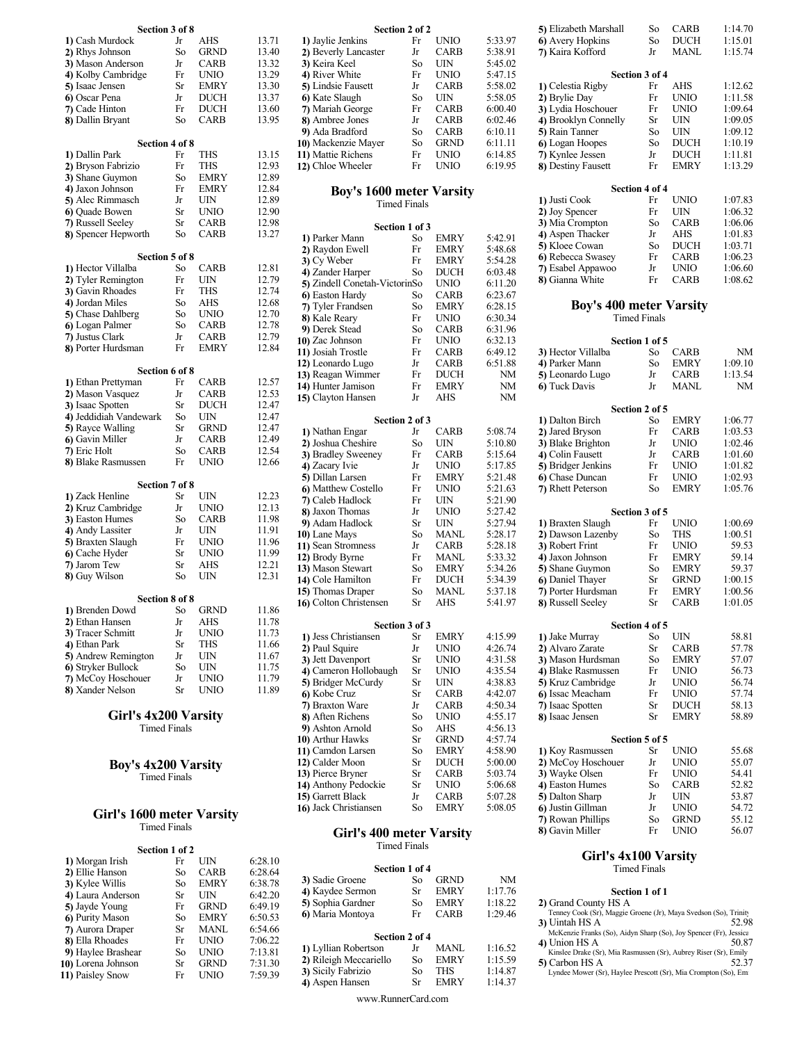**Section 3 of 8**

| Place | Name | Yr | Team | Time |
|---|---|---|---|---|
| 1) | Cash Murdock | Jr | AHS | 13.71 |
| 2) | Rhys Johnson | So | GRND | 13.40 |
| 3) | Mason Anderson | Jr | CARB | 13.32 |
| 4) | Kolby Cambridge | Fr | UNIO | 13.29 |
| 5) | Isaac Jensen | Sr | EMRY | 13.30 |
| 6) | Oscar Pena | Jr | DUCH | 13.37 |
| 7) | Cade Hinton | Fr | DUCH | 13.60 |
| 8) | Dallin Bryant | So | CARB | 13.95 |

**Section 4 of 8**

| Place | Name | Yr | Team | Time |
|---|---|---|---|---|
| 1) | Dallin Park | Fr | THS | 13.15 |
| 2) | Bryson Fabrizio | Fr | THS | 12.93 |
| 3) | Shane Guymon | So | EMRY | 12.89 |
| 4) | Jaxon Johnson | Fr | EMRY | 12.84 |
| 5) | Alec Rimmasch | Jr | UIN | 12.89 |
| 6) | Quade Bowen | Sr | UNIO | 12.90 |
| 7) | Russell Seeley | Sr | CARB | 12.98 |
| 8) | Spencer Hepworth | So | CARB | 13.27 |

**Section 5 of 8**

| Place | Name | Yr | Team | Time |
|---|---|---|---|---|
| 1) | Hector Villalba | So | CARB | 12.81 |
| 2) | Tyler Remington | Fr | UIN | 12.79 |
| 3) | Gavin Rhoades | Fr | THS | 12.74 |
| 4) | Jordan Miles | So | AHS | 12.68 |
| 5) | Chase Dahlberg | So | UNIO | 12.70 |
| 6) | Logan Palmer | So | CARB | 12.78 |
| 7) | Justus Clark | Jr | CARB | 12.79 |
| 8) | Porter Hurdsman | Fr | EMRY | 12.84 |

**Section 6 of 8**

| Place | Name | Yr | Team | Time |
|---|---|---|---|---|
| 1) | Ethan Prettyman | Fr | CARB | 12.57 |
| 2) | Mason Vasquez | Jr | CARB | 12.53 |
| 3) | Isaac Spotten | Sr | DUCH | 12.47 |
| 4) | Jeddidiah Vandewark | So | UIN | 12.47 |
| 5) | Rayce Walling | Sr | GRND | 12.47 |
| 6) | Gavin Miller | Jr | CARB | 12.49 |
| 7) | Eric Holt | So | CARB | 12.54 |
| 8) | Blake Rasmussen | Fr | UNIO | 12.66 |

**Section 7 of 8**

| Place | Name | Yr | Team | Time |
|---|---|---|---|---|
| 1) | Zack Henline | Sr | UIN | 12.23 |
| 2) | Kruz Cambridge | Jr | UNIO | 12.13 |
| 3) | Easton Humes | So | CARB | 11.98 |
| 4) | Andy Lassiter | Jr | UIN | 11.91 |
| 5) | Braxten Slaugh | Fr | UNIO | 11.96 |
| 6) | Cache Hyder | Sr | UNIO | 11.99 |
| 7) | Jarom Tew | Sr | AHS | 12.21 |
| 8) | Guy Wilson | So | UIN | 12.31 |

**Section 8 of 8**

| Place | Name | Yr | Team | Time |
|---|---|---|---|---|
| 1) | Brenden Dowd | So | GRND | 11.86 |
| 2) | Ethan Hansen | Jr | AHS | 11.78 |
| 3) | Tracer Schmitt | Jr | UNIO | 11.73 |
| 4) | Ethan Park | Sr | THS | 11.66 |
| 5) | Andrew Remington | Jr | UIN | 11.67 |
| 6) | Stryker Bullock | So | UIN | 11.75 |
| 7) | McCoy Hoschouer | Jr | UNIO | 11.79 |
| 8) | Xander Nelson | Sr | UNIO | 11.89 |

## Girl's 4x200 Varsity

Timed Finals

## Boy's 4x200 Varsity

Timed Finals

## Girl's 1600 meter Varsity

Timed Finals

**Section 1 of 2**

| Place | Name | Yr | Team | Time |
|---|---|---|---|---|
| 1) | Morgan Irish | Fr | UIN | 6:28.10 |
| 2) | Ellie Hanson | So | CARB | 6:28.64 |
| 3) | Kylee Willis | So | EMRY | 6:38.78 |
| 4) | Laura Anderson | Sr | UIN | 6:42.20 |
| 5) | Jayde Young | Fr | GRND | 6:49.19 |
| 6) | Purity Mason | So | EMRY | 6:50.53 |
| 7) | Aurora Draper | Sr | MANL | 6:54.66 |
| 8) | Ella Rhoades | Fr | UNIO | 7:06.22 |
| 9) | Haylee Brashear | So | UNIO | 7:13.81 |
| 10) | Lorena Johnson | Sr | GRND | 7:31.30 |
| 11) | Paisley Snow | Fr | UNIO | 7:59.39 |

**Section 2 of 2**

| Place | Name | Yr | Team | Time |
|---|---|---|---|---|
| 1) | Jaylie Jenkins | Fr | UNIO | 5:33.97 |
| 2) | Beverly Lancaster | Jr | CARB | 5:38.91 |
| 3) | Keira Keel | So | UIN | 5:45.02 |
| 4) | River White | Fr | UNIO | 5:47.15 |
| 5) | Lindsie Fausett | Jr | CARB | 5:58.02 |
| 6) | Kate Slaugh | So | UIN | 5:58.05 |
| 7) | Mariah George | Fr | CARB | 6:00.40 |
| 8) | Ambree Jones | Jr | CARB | 6:02.46 |
| 9) | Ada Bradford | So | CARB | 6:10.11 |
| 10) | Mackenzie Mayer | So | GRND | 6:11.11 |
| 11) | Mattie Richens | Fr | UNIO | 6:14.85 |
| 12) | Chloe Wheeler | Fr | UNIO | 6:19.95 |

## Boy's 1600 meter Varsity

Timed Finals

**Section 1 of 3**

| Place | Name | Yr | Team | Time |
|---|---|---|---|---|
| 1) | Parker Mann | So | EMRY | 5:42.91 |
| 2) | Raydon Ewell | Fr | EMRY | 5:48.68 |
| 3) | Cy Weber | Fr | EMRY | 5:54.28 |
| 4) | Zander Harper | So | DUCH | 6:03.48 |
| 5) | Zindell Conetah-Victorin | So | UNIO | 6:11.20 |
| 6) | Easton Hardy | So | CARB | 6:23.67 |
| 7) | Tyler Frandsen | So | EMRY | 6:28.15 |
| 8) | Kale Reary | Fr | UNIO | 6:30.34 |
| 9) | Derek Stead | So | CARB | 6:31.96 |
| 10) | Zac Johnson | Fr | UNIO | 6:32.13 |
| 11) | Josiah Trostle | Fr | CARB | 6:49.12 |
| 12) | Leonardo Lugo | Jr | CARB | 6:51.88 |
| 13) | Reagan Wimmer | Fr | DUCH | NM |
| 14) | Hunter Jamison | Fr | EMRY | NM |
| 15) | Clayton Hansen | Jr | AHS | NM |

**Section 2 of 3**

| Place | Name | Yr | Team | Time |
|---|---|---|---|---|
| 1) | Nathan Engar | Jr | CARB | 5:08.74 |
| 2) | Joshua Cheshire | So | UIN | 5:10.80 |
| 3) | Bradley Sweeney | Fr | CARB | 5:15.64 |
| 4) | Zacary Ivie | Jr | UNIO | 5:17.85 |
| 5) | Dillan Larsen | Fr | EMRY | 5:21.48 |
| 6) | Matthew Costello | Fr | UNIO | 5:21.63 |
| 7) | Caleb Hadlock | Fr | UIN | 5:21.90 |
| 8) | Jaxon Thomas | Jr | UNIO | 5:27.42 |
| 9) | Adam Hadlock | Sr | UIN | 5:27.94 |
| 10) | Lane Mays | So | MANL | 5:28.17 |
| 11) | Sean Stromness | Jr | CARB | 5:28.18 |
| 12) | Brody Byrne | Fr | MANL | 5:33.32 |
| 13) | Mason Stewart | So | EMRY | 5:34.26 |
| 14) | Cole Hamilton | Fr | DUCH | 5:34.39 |
| 15) | Thomas Draper | So | MANL | 5:37.18 |
| 16) | Colton Christensen | Sr | AHS | 5:41.97 |

**Section 3 of 3**

| Place | Name | Yr | Team | Time |
|---|---|---|---|---|
| 1) | Jess Christiansen | Sr | EMRY | 4:15.99 |
| 2) | Paul Squire | Jr | UNIO | 4:26.74 |
| 3) | Jett Davenport | Sr | UNIO | 4:31.58 |
| 4) | Cameron Hollobaugh | Sr | UNIO | 4:35.54 |
| 5) | Bridger McCurdy | Sr | UIN | 4:38.83 |
| 6) | Kobe Cruz | Sr | CARB | 4:42.07 |
| 7) | Braxton Ware | Jr | CARB | 4:50.34 |
| 8) | Aften Richens | So | UNIO | 4:55.17 |
| 9) | Ashton Arnold | So | AHS | 4:56.13 |
| 10) | Arthur Hawks | Sr | GRND | 4:57.74 |
| 11) | Camdon Larsen | So | EMRY | 4:58.90 |
| 12) | Calder Moon | Sr | DUCH | 5:00.00 |
| 13) | Pierce Bryner | Sr | CARB | 5:03.74 |
| 14) | Anthony Pedockie | Sr | UNIO | 5:06.68 |
| 15) | Garrett Black | Jr | CARB | 5:07.28 |
| 16) | Jack Christiansen | So | EMRY | 5:08.05 |

## Girl's 400 meter Varsity

Timed Finals

**Section 1 of 4**

| Place | Name | Yr | Team | Time |
|---|---|---|---|---|
| 3) | Sadie Groene | So | GRND | NM |
| 4) | Kaydee Sermon | Sr | EMRY | 1:17.76 |
| 5) | Sophia Gardner | So | EMRY | 1:18.22 |
| 6) | Maria Montoya | Fr | CARB | 1:29.46 |

**Section 2 of 4**

| Place | Name | Yr | Team | Time |
|---|---|---|---|---|
| 1) | Lyllian Robertson | Jr | MANL | 1:16.52 |
| 2) | Rileigh Meccariello | So | EMRY | 1:15.59 |
| 3) | Sicily Fabrizio | So | THS | 1:14.87 |
| 4) | Aspen Hansen | Sr | EMRY | 1:14.37 |
| 5) | Elizabeth Marshall | So | CARB | 1:14.70 |
| 6) | Avery Hopkins | So | DUCH | 1:15.01 |
| 7) | Kaira Kofford | Jr | MANL | 1:15.74 |

**Section 3 of 4**

| Place | Name | Yr | Team | Time |
|---|---|---|---|---|
| 1) | Celestia Rigby | Fr | AHS | 1:12.62 |
| 2) | Brylie Day | Fr | UNIO | 1:11.58 |
| 3) | Lydia Hoschouer | Fr | UNIO | 1:09.64 |
| 4) | Brooklyn Connelly | Sr | UIN | 1:09.05 |
| 5) | Rain Tanner | So | UIN | 1:09.12 |
| 6) | Logan Hoopes | So | DUCH | 1:10.19 |
| 7) | Kynlee Jessen | Jr | DUCH | 1:11.81 |
| 8) | Destiny Fausett | Fr | EMRY | 1:13.29 |

**Section 4 of 4**

| Place | Name | Yr | Team | Time |
|---|---|---|---|---|
| 1) | Justi Cook | Fr | UNIO | 1:07.83 |
| 2) | Joy Spencer | Fr | UIN | 1:06.32 |
| 3) | Mia Crompton | So | CARB | 1:06.06 |
| 4) | Aspen Thacker | Jr | AHS | 1:01.83 |
| 5) | Kloee Cowan | So | DUCH | 1:03.71 |
| 6) | Rebecca Swasey | Fr | CARB | 1:06.23 |
| 7) | Esabel Appawoo | Jr | UNIO | 1:06.60 |
| 8) | Gianna White | Fr | CARB | 1:08.62 |

## Boy's 400 meter Varsity

Timed Finals

**Section 1 of 5**

| Place | Name | Yr | Team | Time |
|---|---|---|---|---|
| 3) | Hector Villalba | So | CARB | NM |
| 4) | Parker Mann | So | EMRY | 1:09.10 |
| 5) | Leonardo Lugo | Jr | CARB | 1:13.54 |
| 6) | Tuck Davis | Jr | MANL | NM |

**Section 2 of 5**

| Place | Name | Yr | Team | Time |
|---|---|---|---|---|
| 1) | Dalton Birch | So | EMRY | 1:06.77 |
| 2) | Jared Bryson | Fr | CARB | 1:03.53 |
| 3) | Blake Brighton | Jr | UNIO | 1:02.46 |
| 4) | Colin Fausett | Jr | CARB | 1:01.60 |
| 5) | Bridger Jenkins | Fr | UNIO | 1:01.82 |
| 6) | Chase Duncan | Fr | UNIO | 1:02.93 |
| 7) | Rhett Peterson | So | EMRY | 1:05.76 |

**Section 3 of 5**

| Place | Name | Yr | Team | Time |
|---|---|---|---|---|
| 1) | Braxten Slaugh | Fr | UNIO | 1:00.69 |
| 2) | Dawson Lazenby | So | THS | 1:00.51 |
| 3) | Robert Frint | Fr | UNIO | 59.53 |
| 4) | Jaxon Johnson | Fr | EMRY | 59.14 |
| 5) | Shane Guymon | So | EMRY | 59.37 |
| 6) | Daniel Thayer | Sr | GRND | 1:00.15 |
| 7) | Porter Hurdsman | Fr | EMRY | 1:00.56 |
| 8) | Russell Seeley | Sr | CARB | 1:01.05 |

**Section 4 of 5**

| Place | Name | Yr | Team | Time |
|---|---|---|---|---|
| 1) | Jake Murray | So | UIN | 58.81 |
| 2) | Alvaro Zarate | Sr | CARB | 57.78 |
| 3) | Mason Hurdsman | So | EMRY | 57.07 |
| 4) | Blake Rasmussen | Fr | UNIO | 56.73 |
| 5) | Kruz Cambridge | Jr | UNIO | 56.74 |
| 6) | Issac Meacham | Fr | UNIO | 57.74 |
| 7) | Isaac Spotten | Sr | DUCH | 58.13 |
| 8) | Isaac Jensen | Sr | EMRY | 58.89 |

**Section 5 of 5**

| Place | Name | Yr | Team | Time |
|---|---|---|---|---|
| 1) | Koy Rasmussen | Sr | UNIO | 55.68 |
| 2) | McCoy Hoschouer | Jr | UNIO | 55.07 |
| 3) | Wayke Olsen | Fr | UNIO | 54.41 |
| 4) | Easton Humes | So | CARB | 52.82 |
| 5) | Dalton Sharp | Jr | UIN | 53.87 |
| 6) | Justin Gillman | Jr | UNIO | 54.72 |
| 7) | Rowan Phillips | So | GRND | 55.12 |
| 8) | Gavin Miller | Fr | UNIO | 56.07 |

## Girl's 4x100 Varsity

Timed Finals

**Section 1 of 1**

2) Grand County HS A
Tenney Cook (Sr), Maggie Groene (Jr), Maya Svedson (So), Trinity

3) Uintah HS A — 52.98
McKenzie Franks (So), Aidyn Sharp (So), Joy Spencer (Fr), Jessica

4) Union HS A — 50.87
Kinslee Drake (Sr), Mia Rasmussen (Sr), Aubrey Riser (Sr), Emily

5) Carbon HS A — 52.37
Lyndee Mower (Sr), Haylee Prescott (Sr), Mia Crompton (So), Em

www.RunnerCard.com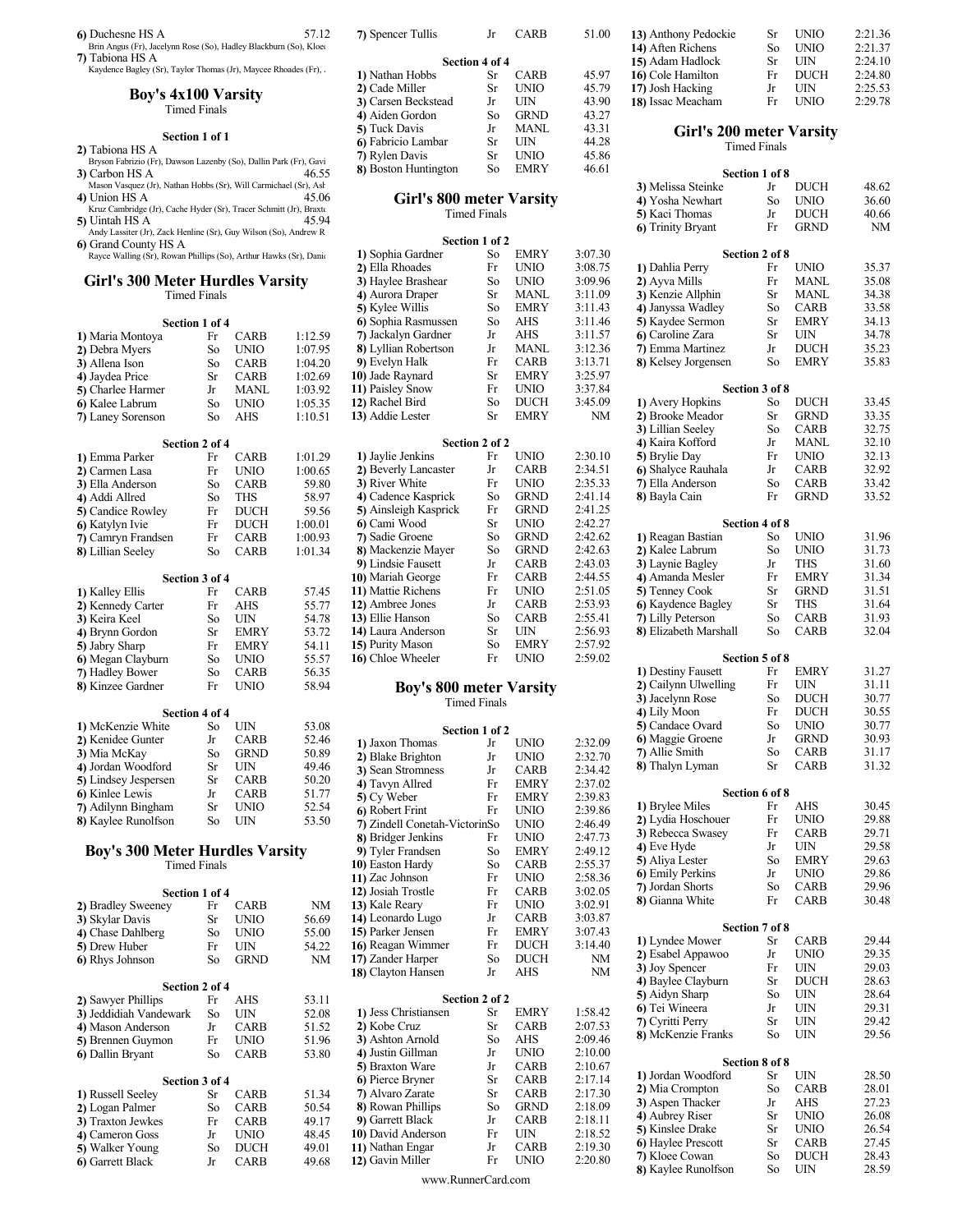6) Duchesne HS A 57.12
Brin Angus (Fr), Jacelynn Rose (So), Hadley Blackburn (So), Kloe
7) Tabiona HS A
Kaydence Bagley (Sr), Taylor Thomas (Jr), Maycee Rhoades (Fr), .

## Boy's 4x100 Varsity

Timed Finals

**Section 1 of 1**

2) Tabiona HS A
Bryson Fabrizio (Fr), Dawson Lazenby (So), Dallin Park (Fr), Gavi
3) Carbon HS A 46.55
Mason Vasquez (Jr), Nathan Hobbs (Sr), Will Carmichael (Sr), Ash
4) Union HS A 45.06
Kruz Cambridge (Jr), Cache Hyder (Sr), Tracer Schmitt (Jr), Braxto
5) Uintah HS A 45.94
Andy Lassiter (Jr), Zack Henline (Sr), Guy Wilson (So), Andrew R
6) Grand County HS A
Rayce Walling (Sr), Rowan Phillips (So), Arthur Hawks (Sr), Danie

## Girl's 300 Meter Hurdles Varsity

Timed Finals

**Section 1 of 4**

| | | | |
|---|---|---|---|
| 1) Maria Montoya | Fr | CARB | 1:12.59 |
| 2) Debra Myers | So | UNIO | 1:07.95 |
| 3) Allena Ison | So | CARB | 1:04.20 |
| 4) Jaydea Price | Sr | CARB | 1:02.69 |
| 5) Charlee Harmer | Jr | MANL | 1:03.92 |
| 6) Kalee Labrum | So | UNIO | 1:05.35 |
| 7) Laney Sorenson | So | AHS | 1:10.51 |

**Section 2 of 4**

| | | | |
|---|---|---|---|
| 1) Emma Parker | Fr | CARB | 1:01.29 |
| 2) Carmen Lasa | Fr | UNIO | 1:00.65 |
| 3) Ella Anderson | So | CARB | 59.80 |
| 4) Addi Allred | So | THS | 58.97 |
| 5) Candice Rowley | Fr | DUCH | 59.56 |
| 6) Katylyn Ivie | Fr | DUCH | 1:00.01 |
| 7) Camryn Frandsen | Fr | CARB | 1:00.93 |
| 8) Lillian Seeley | So | CARB | 1:01.34 |

**Section 3 of 4**

| | | | |
|---|---|---|---|
| 1) Kalley Ellis | Fr | CARB | 57.45 |
| 2) Kennedy Carter | Fr | AHS | 55.77 |
| 3) Keira Keel | So | UIN | 54.78 |
| 4) Brynn Gordon | Sr | EMRY | 53.72 |
| 5) Jabry Sharp | Fr | EMRY | 54.11 |
| 6) Megan Clayburn | So | UNIO | 55.57 |
| 7) Hadley Bower | So | CARB | 56.35 |
| 8) Kinzee Gardner | Fr | UNIO | 58.94 |

**Section 4 of 4**

| | | | |
|---|---|---|---|
| 1) McKenzie White | So | UIN | 53.08 |
| 2) Kenidee Gunter | Jr | CARB | 52.46 |
| 3) Mia McKay | So | GRND | 50.89 |
| 4) Jordan Woodford | Sr | UIN | 49.46 |
| 5) Lindsey Jespersen | Sr | CARB | 50.20 |
| 6) Kinlee Lewis | Jr | CARB | 51.77 |
| 7) Adilynn Bingham | Sr | UNIO | 52.54 |
| 8) Kaylee Runolfson | So | UIN | 53.50 |

## Boy's 300 Meter Hurdles Varsity

Timed Finals

**Section 1 of 4**

| | | | |
|---|---|---|---|
| 2) Bradley Sweeney | Fr | CARB | NM |
| 3) Skylar Davis | Sr | UNIO | 56.69 |
| 4) Chase Dahlberg | So | UNIO | 55.00 |
| 5) Drew Huber | Fr | UIN | 54.22 |
| 6) Rhys Johnson | So | GRND | NM |

**Section 2 of 4**

| | | | |
|---|---|---|---|
| 2) Sawyer Phillips | Fr | AHS | 53.11 |
| 3) Jeddidiah Vandewark | So | UIN | 52.08 |
| 4) Mason Anderson | Jr | CARB | 51.52 |
| 5) Brennen Guymon | Fr | UNIO | 51.96 |
| 6) Dallin Bryant | So | CARB | 53.80 |

**Section 3 of 4**

| | | | |
|---|---|---|---|
| 1) Russell Seeley | Sr | CARB | 51.34 |
| 2) Logan Palmer | So | CARB | 50.54 |
| 3) Traxton Jewkes | Fr | CARB | 49.17 |
| 4) Cameron Goss | Jr | UNIO | 48.45 |
| 5) Walker Young | So | DUCH | 49.01 |
| 6) Garrett Black | Jr | CARB | 49.68 |
| 7) Spencer Tullis | Jr | CARB | 51.00 |

**Section 4 of 4**

| | | | |
|---|---|---|---|
| 1) Nathan Hobbs | Sr | CARB | 45.97 |
| 2) Cade Miller | Sr | UNIO | 45.79 |
| 3) Carsen Beckstead | Jr | UIN | 43.90 |
| 4) Aiden Gordon | So | GRND | 43.27 |
| 5) Tuck Davis | Jr | MANL | 43.31 |
| 6) Fabricio Lambar | Sr | UIN | 44.28 |
| 7) Rylen Davis | Sr | UNIO | 45.86 |
| 8) Boston Huntington | So | EMRY | 46.61 |

## Girl's 800 meter Varsity

Timed Finals

**Section 1 of 2**

| | | | |
|---|---|---|---|
| 1) Sophia Gardner | So | EMRY | 3:07.30 |
| 2) Ella Rhoades | Fr | UNIO | 3:08.75 |
| 3) Haylee Brashear | So | UNIO | 3:09.96 |
| 4) Aurora Draper | Sr | MANL | 3:11.09 |
| 5) Kylee Willis | So | EMRY | 3:11.43 |
| 6) Sophia Rasmussen | So | AHS | 3:11.46 |
| 7) Jackalyn Gardner | Jr | AHS | 3:11.57 |
| 8) Lyllian Robertson | Jr | MANL | 3:12.36 |
| 9) Evelyn Halk | Fr | CARB | 3:13.71 |
| 10) Jade Raynard | Sr | EMRY | 3:25.97 |
| 11) Paisley Snow | Fr | UNIO | 3:37.84 |
| 12) Rachel Bird | So | DUCH | 3:45.09 |
| 13) Addie Lester | Sr | EMRY | NM |

**Section 2 of 2**

| | | | |
|---|---|---|---|
| 1) Jaylie Jenkins | Fr | UNIO | 2:30.10 |
| 2) Beverly Lancaster | Jr | CARB | 2:34.51 |
| 3) River White | Fr | UNIO | 2:35.33 |
| 4) Cadence Kasprick | So | GRND | 2:41.14 |
| 5) Ainsleigh Kasprick | Fr | GRND | 2:41.25 |
| 6) Cami Wood | Sr | UNIO | 2:42.27 |
| 7) Sadie Groene | So | GRND | 2:42.62 |
| 8) Mackenzie Mayer | So | GRND | 2:42.63 |
| 9) Lindsie Fausett | Jr | CARB | 2:43.03 |
| 10) Mariah George | Fr | CARB | 2:44.55 |
| 11) Mattie Richens | Fr | UNIO | 2:51.05 |
| 12) Ambree Jones | Jr | CARB | 2:53.93 |
| 13) Ellie Hanson | So | CARB | 2:55.41 |
| 14) Laura Anderson | Sr | UIN | 2:56.93 |
| 15) Purity Mason | So | EMRY | 2:57.92 |
| 16) Chloe Wheeler | Fr | UNIO | 2:59.02 |

## Boy's 800 meter Varsity

Timed Finals

**Section 1 of 2**

| | | | |
|---|---|---|---|
| 1) Jaxon Thomas | Jr | UNIO | 2:32.09 |
| 2) Blake Brighton | Jr | UNIO | 2:32.70 |
| 3) Sean Stromness | Jr | CARB | 2:34.42 |
| 4) Tavyn Allred | Fr | EMRY | 2:37.02 |
| 5) Cy Weber | Fr | EMRY | 2:39.83 |
| 6) Robert Frint | Fr | UNIO | 2:39.86 |
| 7) Zindell Conetah-Victorin | So | UNIO | 2:46.49 |
| 8) Bridger Jenkins | Fr | UNIO | 2:47.73 |
| 9) Tyler Frandsen | So | EMRY | 2:49.12 |
| 10) Easton Hardy | So | CARB | 2:55.37 |
| 11) Zac Johnson | Fr | UNIO | 2:58.36 |
| 12) Josiah Trostle | Fr | CARB | 3:02.05 |
| 13) Kale Reary | Fr | UNIO | 3:02.91 |
| 14) Leonardo Lugo | Jr | CARB | 3:03.87 |
| 15) Parker Jensen | Fr | EMRY | 3:07.43 |
| 16) Reagan Wimmer | Fr | DUCH | 3:14.40 |
| 17) Zander Harper | So | DUCH | NM |
| 18) Clayton Hansen | Jr | AHS | NM |

**Section 2 of 2**

| | | | |
|---|---|---|---|
| 1) Jess Christiansen | Sr | EMRY | 1:58.42 |
| 2) Kobe Cruz | Sr | CARB | 2:07.53 |
| 3) Ashton Arnold | So | AHS | 2:09.46 |
| 4) Justin Gillman | Jr | UNIO | 2:10.00 |
| 5) Braxton Ware | Jr | CARB | 2:10.67 |
| 6) Pierce Bryner | Sr | CARB | 2:17.14 |
| 7) Alvaro Zarate | Sr | CARB | 2:17.30 |
| 8) Rowan Phillips | So | GRND | 2:18.09 |
| 9) Garrett Black | Jr | CARB | 2:18.11 |
| 10) David Anderson | Fr | UIN | 2:18.52 |
| 11) Nathan Engar | Jr | CARB | 2:19.30 |
| 12) Gavin Miller | Fr | UNIO | 2:20.80 |
| 13) Anthony Pedockie | Sr | UNIO | 2:21.36 |
| 14) Aften Richens | So | UNIO | 2:21.37 |
| 15) Adam Hadlock | Sr | UIN | 2:24.10 |
| 16) Cole Hamilton | Fr | DUCH | 2:24.80 |
| 17) Josh Hacking | Jr | UIN | 2:25.53 |
| 18) Issac Meacham | Fr | UNIO | 2:29.78 |

## Girl's 200 meter Varsity

Timed Finals

**Section 1 of 8**

| | | | |
|---|---|---|---|
| 3) Melissa Steinke | Jr | DUCH | 48.62 |
| 4) Yosha Newhart | So | UNIO | 36.60 |
| 5) Kaci Thomas | Jr | DUCH | 40.66 |
| 6) Trinity Bryant | Fr | GRND | NM |

**Section 2 of 8**

| | | | |
|---|---|---|---|
| 1) Dahlia Perry | Fr | UNIO | 35.37 |
| 2) Ayva Mills | Fr | MANL | 35.08 |
| 3) Kenzie Allphin | Sr | MANL | 34.38 |
| 4) Janyssa Wadley | So | CARB | 33.58 |
| 5) Kaydee Sermon | Sr | EMRY | 34.13 |
| 6) Caroline Zara | Sr | UIN | 34.78 |
| 7) Emma Martinez | Jr | DUCH | 35.23 |
| 8) Kelsey Jorgensen | So | EMRY | 35.83 |

**Section 3 of 8**

| | | | |
|---|---|---|---|
| 1) Avery Hopkins | So | DUCH | 33.45 |
| 2) Brooke Meador | Sr | GRND | 33.35 |
| 3) Lillian Seeley | So | CARB | 32.75 |
| 4) Kaira Kofford | Jr | MANL | 32.10 |
| 5) Brylie Day | Fr | UNIO | 32.13 |
| 6) Shalyce Rauhala | Jr | CARB | 32.92 |
| 7) Ella Anderson | So | CARB | 33.42 |
| 8) Bayla Cain | Fr | GRND | 33.52 |

**Section 4 of 8**

| | | | |
|---|---|---|---|
| 1) Reagan Bastian | So | UNIO | 31.96 |
| 2) Kalee Labrum | So | UNIO | 31.73 |
| 3) Laynie Bagley | Jr | THS | 31.60 |
| 4) Amanda Mesler | Fr | EMRY | 31.34 |
| 5) Tenney Cook | Sr | GRND | 31.51 |
| 6) Kaydence Bagley | Sr | THS | 31.64 |
| 7) Lilly Peterson | So | CARB | 31.93 |
| 8) Elizabeth Marshall | So | CARB | 32.04 |

**Section 5 of 8**

| | | | |
|---|---|---|---|
| 1) Destiny Fausett | Fr | EMRY | 31.27 |
| 2) Cailynn Ulwelling | Fr | UIN | 31.11 |
| 3) Jacelynn Rose | So | DUCH | 30.77 |
| 4) Lily Moon | Fr | DUCH | 30.55 |
| 5) Candace Ovard | So | UNIO | 30.77 |
| 6) Maggie Groene | Jr | GRND | 30.93 |
| 7) Allie Smith | So | CARB | 31.17 |
| 8) Thalyn Lyman | Sr | CARB | 31.32 |

**Section 6 of 8**

| | | | |
|---|---|---|---|
| 1) Brylee Miles | Fr | AHS | 30.45 |
| 2) Lydia Hoschouer | Fr | UNIO | 29.88 |
| 3) Rebecca Swasey | Fr | CARB | 29.71 |
| 4) Eve Hyde | Jr | UIN | 29.58 |
| 5) Aliya Lester | So | EMRY | 29.63 |
| 6) Emily Perkins | Jr | UNIO | 29.86 |
| 7) Jordan Shorts | So | CARB | 29.96 |
| 8) Gianna White | Fr | CARB | 30.48 |

**Section 7 of 8**

| | | | |
|---|---|---|---|
| 1) Lyndee Mower | Sr | CARB | 29.44 |
| 2) Esabel Appawoo | Jr | UNIO | 29.35 |
| 3) Joy Spencer | Fr | UIN | 29.03 |
| 4) Baylee Clayburn | Sr | DUCH | 28.63 |
| 5) Aidyn Sharp | So | UIN | 28.64 |
| 6) Tei Wineera | Jr | UIN | 29.31 |
| 7) Cyritti Perry | Sr | UIN | 29.42 |
| 8) McKenzie Franks | So | UIN | 29.56 |

**Section 8 of 8**

| | | | |
|---|---|---|---|
| 1) Jordan Woodford | Sr | UIN | 28.50 |
| 2) Mia Crompton | So | CARB | 28.01 |
| 3) Aspen Thacker | Jr | AHS | 27.23 |
| 4) Aubrey Riser | Sr | UNIO | 26.08 |
| 5) Kinslee Drake | Sr | UNIO | 26.54 |
| 6) Haylee Prescott | Sr | CARB | 27.45 |
| 7) Kloee Cowan | So | DUCH | 28.43 |
| 8) Kaylee Runolfson | So | UIN | 28.59 |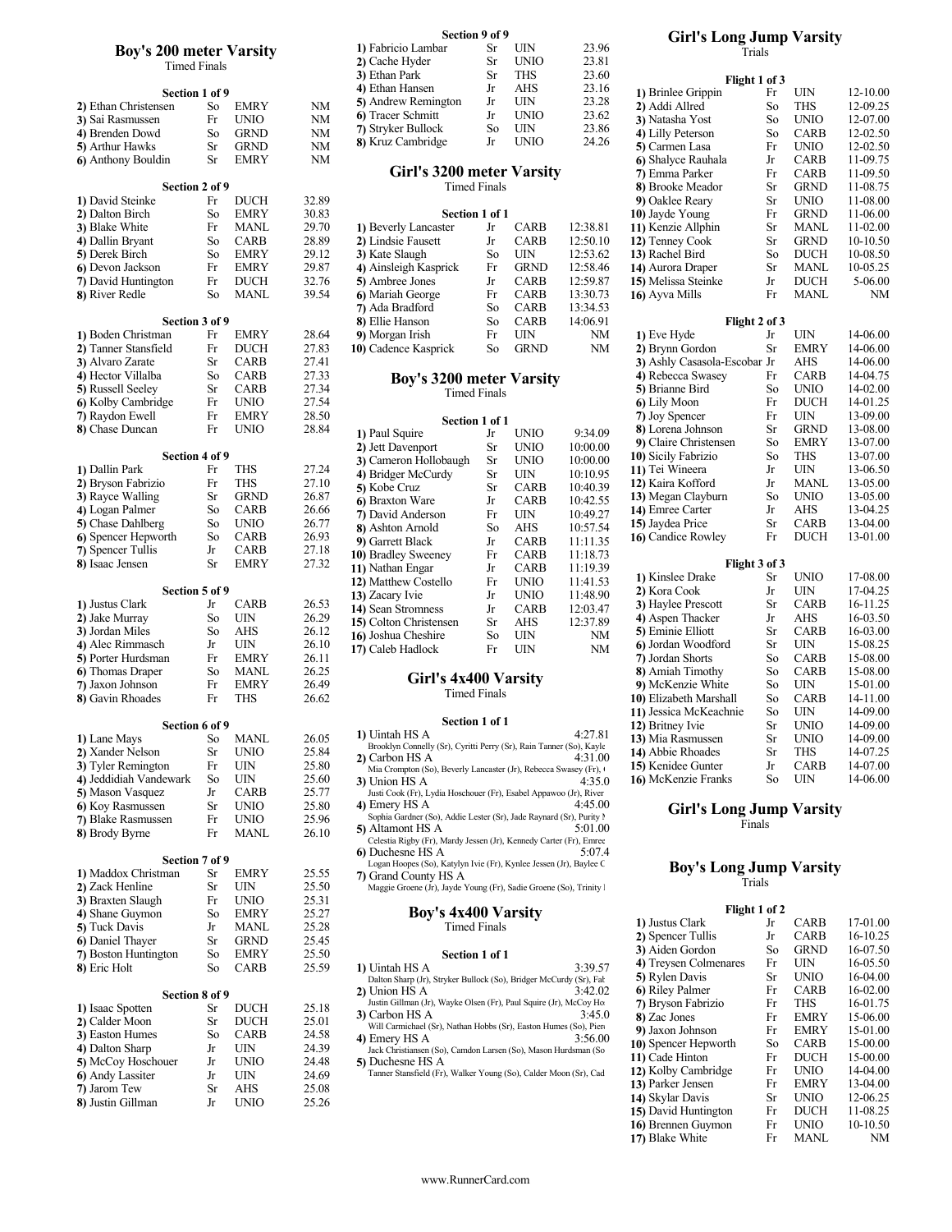## Boy's 200 meter Varsity

Timed Finals

### Section 1 of 9

| Place | Name | Yr | Team | Time |
|---|---|---|---|---|
| 2) | Ethan Christensen | So | EMRY | NM |
| 3) | Sai Rasmussen | Fr | UNIO | NM |
| 4) | Brenden Dowd | So | GRND | NM |
| 5) | Arthur Hawks | Sr | GRND | NM |
| 6) | Anthony Bouldin | Sr | EMRY | NM |

### Section 2 of 9

| Place | Name | Yr | Team | Time |
|---|---|---|---|---|
| 1) | David Steinke | Fr | DUCH | 32.89 |
| 2) | Dalton Birch | So | EMRY | 30.83 |
| 3) | Blake White | Fr | MANL | 29.70 |
| 4) | Dallin Bryant | So | CARB | 28.89 |
| 5) | Derek Birch | So | EMRY | 29.12 |
| 6) | Devon Jackson | Fr | EMRY | 29.87 |
| 7) | David Huntington | Fr | DUCH | 32.76 |
| 8) | River Redle | So | MANL | 39.54 |

### Section 3 of 9

| Place | Name | Yr | Team | Time |
|---|---|---|---|---|
| 1) | Boden Christman | Fr | EMRY | 28.64 |
| 2) | Tanner Stansfield | Fr | DUCH | 27.83 |
| 3) | Alvaro Zarate | Sr | CARB | 27.41 |
| 4) | Hector Villalba | So | CARB | 27.33 |
| 5) | Russell Seeley | Sr | CARB | 27.34 |
| 6) | Kolby Cambridge | Fr | UNIO | 27.54 |
| 7) | Raydon Ewell | Fr | EMRY | 28.50 |
| 8) | Chase Duncan | Fr | UNIO | 28.84 |

### Section 4 of 9

| Place | Name | Yr | Team | Time |
|---|---|---|---|---|
| 1) | Dallin Park | Fr | THS | 27.24 |
| 2) | Bryson Fabrizio | Fr | THS | 27.10 |
| 3) | Rayce Walling | Sr | GRND | 26.87 |
| 4) | Logan Palmer | So | CARB | 26.66 |
| 5) | Chase Dahlberg | So | UNIO | 26.77 |
| 6) | Spencer Hepworth | So | CARB | 26.93 |
| 7) | Spencer Tullis | Jr | CARB | 27.18 |
| 8) | Isaac Jensen | Sr | EMRY | 27.32 |

### Section 5 of 9

| Place | Name | Yr | Team | Time |
|---|---|---|---|---|
| 1) | Justus Clark | Jr | CARB | 26.53 |
| 2) | Jake Murray | So | UIN | 26.29 |
| 3) | Jordan Miles | So | AHS | 26.12 |
| 4) | Alec Rimmasch | Jr | UIN | 26.10 |
| 5) | Porter Hurdsman | Fr | EMRY | 26.11 |
| 6) | Thomas Draper | So | MANL | 26.25 |
| 7) | Jaxon Johnson | Fr | EMRY | 26.49 |
| 8) | Gavin Rhoades | Fr | THS | 26.62 |

### Section 6 of 9

| Place | Name | Yr | Team | Time |
|---|---|---|---|---|
| 1) | Lane Mays | So | MANL | 26.05 |
| 2) | Xander Nelson | Sr | UNIO | 25.84 |
| 3) | Tyler Remington | Fr | UIN | 25.80 |
| 4) | Jeddidiah Vandewark | So | UIN | 25.60 |
| 5) | Mason Vasquez | Jr | CARB | 25.77 |
| 6) | Koy Rasmussen | Sr | UNIO | 25.80 |
| 7) | Blake Rasmussen | Fr | UNIO | 25.96 |
| 8) | Brody Byrne | Fr | MANL | 26.10 |

### Section 7 of 9

| Place | Name | Yr | Team | Time |
|---|---|---|---|---|
| 1) | Maddox Christman | Sr | EMRY | 25.55 |
| 2) | Zack Henline | Sr | UIN | 25.50 |
| 3) | Braxten Slaugh | Fr | UNIO | 25.31 |
| 4) | Shane Guymon | So | EMRY | 25.27 |
| 5) | Tuck Davis | Jr | MANL | 25.28 |
| 6) | Daniel Thayer | Sr | GRND | 25.45 |
| 7) | Boston Huntington | So | EMRY | 25.50 |
| 8) | Eric Holt | So | CARB | 25.59 |

### Section 8 of 9

| Place | Name | Yr | Team | Time |
|---|---|---|---|---|
| 1) | Isaac Spotten | Sr | DUCH | 25.18 |
| 2) | Calder Moon | Sr | DUCH | 25.01 |
| 3) | Easton Humes | So | CARB | 24.58 |
| 4) | Dalton Sharp | Jr | UIN | 24.39 |
| 5) | McCoy Hoschouer | Jr | UNIO | 24.48 |
| 6) | Andy Lassiter | Jr | UIN | 24.69 |
| 7) | Jarom Tew | Sr | AHS | 25.08 |
| 8) | Justin Gillman | Jr | UNIO | 25.26 |

### Section 9 of 9

| Place | Name | Yr | Team | Time |
|---|---|---|---|---|
| 1) | Fabricio Lambar | Sr | UIN | 23.96 |
| 2) | Cache Hyder | Sr | UNIO | 23.81 |
| 3) | Ethan Park | Sr | THS | 23.60 |
| 4) | Ethan Hansen | Jr | AHS | 23.16 |
| 5) | Andrew Remington | Jr | UIN | 23.28 |
| 6) | Tracer Schmitt | Jr | UNIO | 23.62 |
| 7) | Stryker Bullock | So | UIN | 23.86 |
| 8) | Kruz Cambridge | Jr | UNIO | 24.26 |

## Girl's 3200 meter Varsity

Timed Finals

### Section 1 of 1

| Place | Name | Yr | Team | Time |
|---|---|---|---|---|
| 1) | Beverly Lancaster | Jr | CARB | 12:38.81 |
| 2) | Lindsie Fausett | Jr | CARB | 12:50.10 |
| 3) | Kate Slaugh | So | UIN | 12:53.62 |
| 4) | Ainsleigh Kasprick | Fr | GRND | 12:58.46 |
| 5) | Ambree Jones | Jr | CARB | 12:59.87 |
| 6) | Mariah George | Fr | CARB | 13:30.73 |
| 7) | Ada Bradford | So | CARB | 13:34.53 |
| 8) | Ellie Hanson | So | CARB | 14:06.91 |
| 9) | Morgan Irish | Fr | UIN | NM |
| 10) | Cadence Kasprick | So | GRND | NM |

## Boy's 3200 meter Varsity

Timed Finals

### Section 1 of 1

| Place | Name | Yr | Team | Time |
|---|---|---|---|---|
| 1) | Paul Squire | Jr | UNIO | 9:34.09 |
| 2) | Jett Davenport | Sr | UNIO | 10:00.00 |
| 3) | Cameron Hollobaugh | Sr | UNIO | 10:00.00 |
| 4) | Bridger McCurdy | Sr | UIN | 10:10.95 |
| 5) | Kobe Cruz | Sr | CARB | 10:40.39 |
| 6) | Braxton Ware | Jr | CARB | 10:42.55 |
| 7) | David Anderson | Fr | UIN | 10:49.27 |
| 8) | Ashton Arnold | So | AHS | 10:57.54 |
| 9) | Garrett Black | Jr | CARB | 11:11.35 |
| 10) | Bradley Sweeney | Fr | CARB | 11:18.73 |
| 11) | Nathan Engar | Jr | CARB | 11:19.39 |
| 12) | Matthew Costello | Fr | UNIO | 11:41.53 |
| 13) | Zacary Ivie | Jr | UNIO | 11:48.90 |
| 14) | Sean Stromness | Jr | CARB | 12:03.47 |
| 15) | Colton Christensen | Sr | AHS | 12:37.89 |
| 16) | Joshua Cheshire | So | UIN | NM |
| 17) | Caleb Hadlock | Fr | UIN | NM |

## Girl's 4x400 Varsity

Timed Finals

### Section 1 of 1

1) Uintah HS A — 4:27.81
Brooklyn Connelly (Sr), Cyritti Perry (Sr), Rain Tanner (So), Kayle

2) Carbon HS A — 4:31.00
Mia Crompton (So), Beverly Lancaster (Jr), Rebecca Swasey (Fr), (

3) Union HS A — 4:35.0
Justi Cook (Fr), Lydia Hoschouer (Fr), Esabel Appawoo (Jr), River

4) Emery HS A — 4:45.00
Sophia Gardner (So), Addie Lester (Sr), Jade Raynard (Sr), Purity M

5) Altamont HS A — 5:01.00
Celestia Rigby (Fr), Mardy Jessen (Jr), Kennedy Carter (Fr), Emrec

6) Duchesne HS A — 5:07.4
Logan Hoopes (So), Katylyn Ivie (Fr), Kynlee Jessen (Jr), Baylee C

7) Grand County HS A
Maggie Groene (Jr), Jayde Young (Fr), Sadie Groene (So), Trinity I

## Boy's 4x400 Varsity

Timed Finals

### Section 1 of 1

1) Uintah HS A — 3:39.57
Dalton Sharp (Jr), Stryker Bullock (So), Bridger McCurdy (Sr), Fal

2) Union HS A — 3:42.02
Justin Gillman (Jr), Wayke Olsen (Fr), Paul Squire (Jr), McCoy Ho

3) Carbon HS A — 3:45.0
Will Carmichael (Sr), Nathan Hobbs (Sr), Easton Humes (So), Pier

4) Emery HS A — 3:56.00
Jack Christiansen (So), Camdon Larsen (So), Mason Hurdsman (So

5) Duchesne HS A
Tanner Stansfield (Fr), Walker Young (So), Calder Moon (Sr), Cad

## Girl's Long Jump Varsity

Trials

### Flight 1 of 3

| Place | Name | Yr | Team | Mark |
|---|---|---|---|---|
| 1) | Brinlee Grippin | Fr | UIN | 12-10.00 |
| 2) | Addi Allred | So | THS | 12-09.25 |
| 3) | Natasha Yost | So | UNIO | 12-07.00 |
| 4) | Lilly Peterson | So | CARB | 12-02.50 |
| 5) | Carmen Lasa | Fr | UNIO | 12-02.50 |
| 6) | Shalyce Rauhala | Jr | CARB | 11-09.75 |
| 7) | Emma Parker | Fr | CARB | 11-09.50 |
| 8) | Brooke Meador | Sr | GRND | 11-08.75 |
| 9) | Oaklee Reary | Sr | UNIO | 11-08.00 |
| 10) | Jayde Young | Fr | GRND | 11-06.00 |
| 11) | Kenzie Allphin | Sr | MANL | 11-02.00 |
| 12) | Tenney Cook | Sr | GRND | 10-10.50 |
| 13) | Rachel Bird | So | DUCH | 10-08.50 |
| 14) | Aurora Draper | Sr | MANL | 10-05.25 |
| 15) | Melissa Steinke | Jr | DUCH | 5-06.00 |
| 16) | Ayva Mills | Fr | MANL | NM |

### Flight 2 of 3

| Place | Name | Yr | Team | Mark |
|---|---|---|---|---|
| 1) | Eve Hyde | Jr | UIN | 14-06.00 |
| 2) | Brynn Gordon | Sr | EMRY | 14-06.00 |
| 3) | Ashly Casasola-Escobar | Jr | AHS | 14-06.00 |
| 4) | Rebecca Swasey | Fr | CARB | 14-04.75 |
| 5) | Brianne Bird | So | UNIO | 14-02.00 |
| 6) | Lily Moon | Fr | DUCH | 14-01.25 |
| 7) | Joy Spencer | Fr | UIN | 13-09.00 |
| 8) | Lorena Johnson | Sr | GRND | 13-08.00 |
| 9) | Claire Christensen | So | EMRY | 13-07.00 |
| 10) | Sicily Fabrizio | So | THS | 13-07.00 |
| 11) | Tei Wineera | Jr | UIN | 13-06.50 |
| 12) | Kaira Kofford | Jr | MANL | 13-05.00 |
| 13) | Megan Clayburn | So | UNIO | 13-05.00 |
| 14) | Emree Carter | Jr | AHS | 13-04.25 |
| 15) | Jaydea Price | Sr | CARB | 13-04.00 |
| 16) | Candice Rowley | Fr | DUCH | 13-01.00 |

### Flight 3 of 3

| Place | Name | Yr | Team | Mark |
|---|---|---|---|---|
| 1) | Kinslee Drake | Sr | UNIO | 17-08.00 |
| 2) | Kora Cook | Jr | UIN | 17-04.25 |
| 3) | Haylee Prescott | Sr | CARB | 16-11.25 |
| 4) | Aspen Thacker | Jr | AHS | 16-03.50 |
| 5) | Eminie Elliott | Sr | CARB | 16-03.00 |
| 6) | Jordan Woodford | Sr | UIN | 15-08.25 |
| 7) | Jordan Shorts | So | CARB | 15-08.00 |
| 8) | Amiah Timothy | So | CARB | 15-08.00 |
| 9) | McKenzie White | So | UIN | 15-01.00 |
| 10) | Elizabeth Marshall | So | CARB | 14-11.00 |
| 11) | Jessica McKeachnie | So | UIN | 14-09.00 |
| 12) | Britney Ivie | Sr | UNIO | 14-09.00 |
| 13) | Mia Rasmussen | Sr | UNIO | 14-09.00 |
| 14) | Abbie Rhoades | Sr | THS | 14-07.25 |
| 15) | Kenidee Gunter | Jr | CARB | 14-07.00 |
| 16) | McKenzie Franks | So | UIN | 14-06.00 |

## Girl's Long Jump Varsity

Finals

## Boy's Long Jump Varsity

Trials

### Flight 1 of 2

| Place | Name | Yr | Team | Mark |
|---|---|---|---|---|
| 1) | Justus Clark | Jr | CARB | 17-01.00 |
| 2) | Spencer Tullis | Jr | CARB | 16-10.25 |
| 3) | Aiden Gordon | So | GRND | 16-07.50 |
| 4) | Treysen Colmenares | Fr | UIN | 16-05.50 |
| 5) | Rylen Davis | Sr | UNIO | 16-04.00 |
| 6) | Riley Palmer | Fr | CARB | 16-02.00 |
| 7) | Bryson Fabrizio | Fr | THS | 16-01.75 |
| 8) | Zac Jones | Fr | EMRY | 15-06.00 |
| 9) | Jaxon Johnson | Fr | EMRY | 15-01.00 |
| 10) | Spencer Hepworth | So | CARB | 15-00.00 |
| 11) | Cade Hinton | Fr | DUCH | 15-00.00 |
| 12) | Kolby Cambridge | Fr | UNIO | 14-04.00 |
| 13) | Parker Jensen | Fr | EMRY | 13-04.00 |
| 14) | Skylar Davis | Sr | UNIO | 12-06.25 |
| 15) | David Huntington | Fr | DUCH | 11-08.25 |
| 16) | Brennen Guymon | Fr | UNIO | 10-10.50 |
| 17) | Blake White | Fr | MANL | NM |

www.RunnerCard.com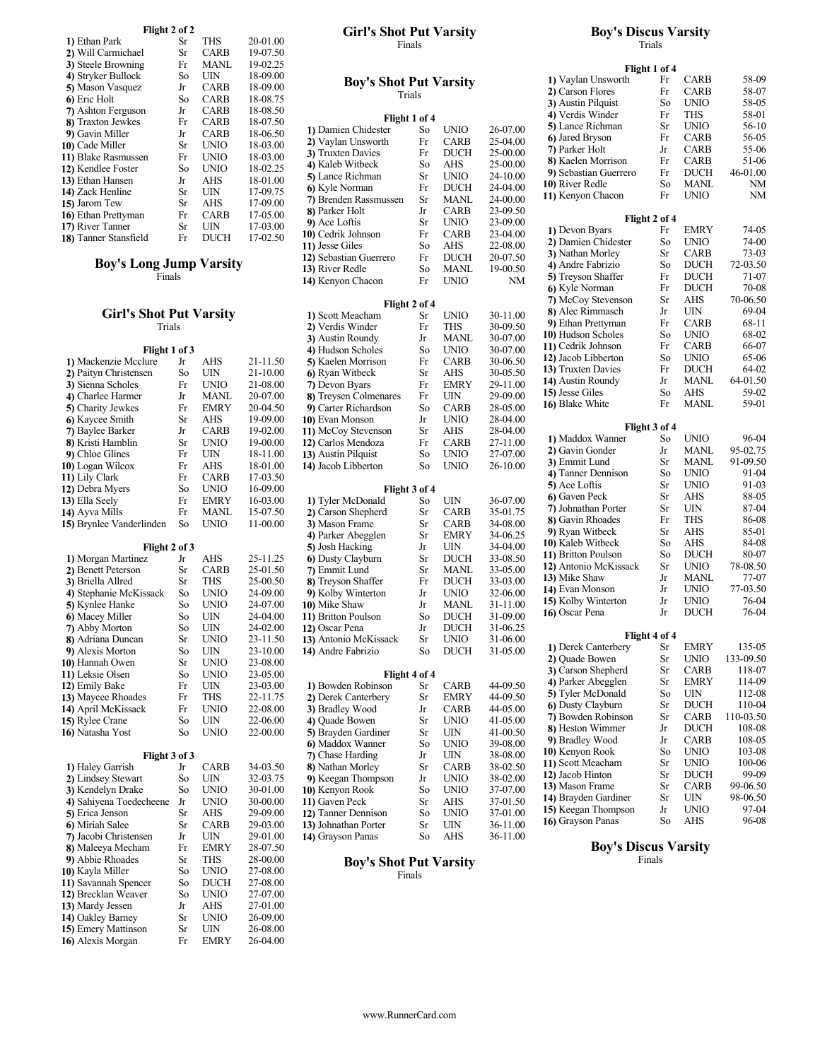**Flight 2 of 2**

| Place | Name | Yr | Team | Mark |
|---|---|---|---|---|
| 1) | Ethan Park | Sr | THS | 20-01.00 |
| 2) | Will Carmichael | Sr | CARB | 19-07.50 |
| 3) | Steele Browning | Fr | MANL | 19-02.25 |
| 4) | Stryker Bullock | So | UIN | 18-09.00 |
| 5) | Mason Vasquez | Jr | CARB | 18-09.00 |
| 6) | Eric Holt | So | CARB | 18-08.75 |
| 7) | Ashton Ferguson | Jr | CARB | 18-08.50 |
| 8) | Traxton Jewkes | Fr | CARB | 18-07.50 |
| 9) | Gavin Miller | Jr | CARB | 18-06.50 |
| 10) | Cade Miller | Sr | UNIO | 18-03.00 |
| 11) | Blake Rasmussen | Fr | UNIO | 18-03.00 |
| 12) | Kendlee Foster | So | UNIO | 18-02.25 |
| 13) | Ethan Hansen | Jr | AHS | 18-01.00 |
| 14) | Zack Henline | Sr | UIN | 17-09.75 |
| 15) | Jarom Tew | Sr | AHS | 17-09.00 |
| 16) | Ethan Prettyman | Fr | CARB | 17-05.00 |
| 17) | River Tanner | Sr | UIN | 17-03.00 |
| 18) | Tanner Stansfield | Fr | DUCH | 17-02.50 |

## Boy's Long Jump Varsity

Finals

## Girl's Shot Put Varsity

Trials

**Flight 1 of 3**

| Place | Name | Yr | Team | Mark |
|---|---|---|---|---|
| 1) | Mackenzie Mcclure | Jr | AHS | 21-11.50 |
| 2) | Paityn Christensen | So | UIN | 21-10.00 |
| 3) | Sienna Scholes | Fr | UNIO | 21-08.00 |
| 4) | Charlee Harmer | Jr | MANL | 20-07.00 |
| 5) | Charity Jewkes | Fr | EMRY | 20-04.50 |
| 6) | Kaycee Smith | Sr | AHS | 19-09.00 |
| 7) | Baylee Barker | Jr | CARB | 19-02.00 |
| 8) | Kristi Hamblin | Sr | UNIO | 19-00.00 |
| 9) | Chloe Glines | Fr | UIN | 18-11.00 |
| 10) | Logan Wilcox | Fr | AHS | 18-01.00 |
| 11) | Lily Clark | Fr | CARB | 17-03.50 |
| 12) | Debra Myers | So | UNIO | 16-09.00 |
| 13) | Ella Seely | Fr | EMRY | 16-03.00 |
| 14) | Ayva Mills | Fr | MANL | 15-07.50 |
| 15) | Brynlee Vanderlinden | So | UNIO | 11-00.00 |

**Flight 2 of 3**

| Place | Name | Yr | Team | Mark |
|---|---|---|---|---|
| 1) | Morgan Martinez | Jr | AHS | 25-11.25 |
| 2) | Benett Peterson | Sr | CARB | 25-01.50 |
| 3) | Briella Allred | Sr | THS | 25-00.50 |
| 4) | Stephanie McKissack | So | UNIO | 24-09.00 |
| 5) | Kynlee Hanke | So | UNIO | 24-07.00 |
| 6) | Macey Miller | So | UIN | 24-04.00 |
| 7) | Abby Morton | So | UIN | 24-02.00 |
| 8) | Adriana Duncan | Sr | UNIO | 23-11.50 |
| 9) | Alexis Morton | So | UIN | 23-10.00 |
| 10) | Hannah Owen | Sr | UNIO | 23-08.00 |
| 11) | Leksie Olsen | So | UNIO | 23-05.00 |
| 12) | Emily Bake | Fr | UIN | 23-03.00 |
| 13) | Maycee Rhoades | Fr | THS | 22-11.75 |
| 14) | April McKissack | Fr | UNIO | 22-08.00 |
| 15) | Rylee Crane | So | UIN | 22-06.00 |
| 16) | Natasha Yost | So | UNIO | 22-00.00 |

**Flight 3 of 3**

| Place | Name | Yr | Team | Mark |
|---|---|---|---|---|
| 1) | Haley Garrish | Jr | CARB | 34-03.50 |
| 2) | Lindsey Stewart | So | UIN | 32-03.75 |
| 3) | Kendelyn Drake | So | UNIO | 30-01.00 |
| 4) | Sahiyena Toedecheene | Jr | UNIO | 30-00.00 |
| 5) | Erica Jenson | Sr | AHS | 29-09.00 |
| 6) | Miriah Salee | Sr | CARB | 29-03.00 |
| 7) | Jacobi Christensen | Jr | UIN | 29-01.00 |
| 8) | Maleeya Mecham | Fr | EMRY | 28-07.50 |
| 9) | Abbie Rhoades | Sr | THS | 28-00.00 |
| 10) | Kayla Miller | So | UNIO | 27-08.00 |
| 11) | Savannah Spencer | So | DUCH | 27-08.00 |
| 12) | Brecklan Weaver | So | UNIO | 27-07.00 |
| 13) | Mardy Jessen | Jr | AHS | 27-01.00 |
| 14) | Oakley Barney | Sr | UNIO | 26-09.00 |
| 15) | Emery Mattinson | Sr | UIN | 26-08.00 |
| 16) | Alexis Morgan | Fr | EMRY | 26-04.00 |

## Girl's Shot Put Varsity

Finals

## Boy's Shot Put Varsity

Trials

**Flight 1 of 4**

| Place | Name | Yr | Team | Mark |
|---|---|---|---|---|
| 1) | Damien Chidester | So | UNIO | 26-07.00 |
| 2) | Vaylan Unsworth | Fr | CARB | 25-04.00 |
| 3) | Truxten Davies | Fr | DUCH | 25-00.00 |
| 4) | Kaleb Witbeck | So | AHS | 25-00.00 |
| 5) | Lance Richman | Sr | UNIO | 24-10.00 |
| 6) | Kyle Norman | Fr | DUCH | 24-04.00 |
| 7) | Brenden Rassmussen | Sr | MANL | 24-00.00 |
| 8) | Parker Holt | Jr | CARB | 23-09.50 |
| 9) | Ace Loftis | Sr | UNIO | 23-09.00 |
| 10) | Cedrik Johnson | Fr | CARB | 23-04.00 |
| 11) | Jesse Giles | So | AHS | 22-08.00 |
| 12) | Sebastian Guerrero | Fr | DUCH | 20-07.50 |
| 13) | River Redle | So | MANL | 19-00.50 |
| 14) | Kenyon Chacon | Fr | UNIO | NM |

**Flight 2 of 4**

| Place | Name | Yr | Team | Mark |
|---|---|---|---|---|
| 1) | Scott Meacham | Sr | UNIO | 30-11.00 |
| 2) | Verdis Winder | Fr | THS | 30-09.50 |
| 3) | Austin Roundy | Jr | MANL | 30-07.00 |
| 4) | Hudson Scholes | So | UNIO | 30-07.00 |
| 5) | Kaelen Morrison | Fr | CARB | 30-06.50 |
| 6) | Ryan Witbeck | Sr | AHS | 30-05.50 |
| 7) | Devon Byars | Fr | EMRY | 29-11.00 |
| 8) | Treysen Colmenares | Fr | UIN | 29-09.00 |
| 9) | Carter Richardson | So | CARB | 28-05.00 |
| 10) | Evan Monson | Jr | UNIO | 28-04.00 |
| 11) | McCoy Stevenson | Sr | AHS | 28-04.00 |
| 12) | Carlos Mendoza | Fr | CARB | 27-11.00 |
| 13) | Austin Pilquist | So | UNIO | 27-07.00 |
| 14) | Jacob Libberton | So | UNIO | 26-10.00 |

**Flight 3 of 4**

| Place | Name | Yr | Team | Mark |
|---|---|---|---|---|
| 1) | Tyler McDonald | So | UIN | 36-07.00 |
| 2) | Carson Shepherd | Sr | CARB | 35-01.75 |
| 3) | Mason Frame | Sr | CARB | 34-08.00 |
| 4) | Parker Abegglen | Sr | EMRY | 34-06.25 |
| 5) | Josh Hacking | Jr | UIN | 34-04.00 |
| 6) | Dusty Clayburn | Sr | DUCH | 33-08.50 |
| 7) | Emmit Lund | Sr | MANL | 33-05.00 |
| 8) | Treyson Shaffer | Fr | DUCH | 33-03.00 |
| 9) | Kolby Winterton | Jr | UNIO | 32-06.00 |
| 10) | Mike Shaw | Jr | MANL | 31-11.00 |
| 11) | Britton Poulson | So | DUCH | 31-09.00 |
| 12) | Oscar Pena | Jr | DUCH | 31-06.25 |
| 13) | Antonio McKissack | Sr | UNIO | 31-06.00 |
| 14) | Andre Fabrizio | So | DUCH | 31-05.00 |

**Flight 4 of 4**

| Place | Name | Yr | Team | Mark |
|---|---|---|---|---|
| 1) | Bowden Robinson | Sr | CARB | 44-09.50 |
| 2) | Derek Canterbery | Sr | EMRY | 44-09.50 |
| 3) | Bradley Wood | Jr | CARB | 44-05.00 |
| 4) | Quade Bowen | Sr | UNIO | 41-05.00 |
| 5) | Brayden Gardiner | Sr | UIN | 41-00.50 |
| 6) | Maddox Wanner | So | UNIO | 39-08.00 |
| 7) | Chase Harding | Jr | UIN | 38-08.00 |
| 8) | Nathan Morley | Sr | CARB | 38-02.50 |
| 9) | Keegan Thompson | Jr | UNIO | 38-02.00 |
| 10) | Kenyon Rook | So | UNIO | 37-07.00 |
| 11) | Gaven Peck | Sr | AHS | 37-01.50 |
| 12) | Tanner Dennison | So | UNIO | 37-01.00 |
| 13) | Johnathan Porter | Sr | UIN | 36-11.00 |
| 14) | Grayson Panas | So | AHS | 36-11.00 |

## Boy's Shot Put Varsity

Finals

## Boy's Discus Varsity

Trials

**Flight 1 of 4**

| Place | Name | Yr | Team | Mark |
|---|---|---|---|---|
| 1) | Vaylan Unsworth | Fr | CARB | 58-09 |
| 2) | Carson Flores | Fr | CARB | 58-07 |
| 3) | Austin Pilquist | So | UNIO | 58-05 |
| 4) | Verdis Winder | Fr | THS | 58-01 |
| 5) | Lance Richman | Sr | UNIO | 56-10 |
| 6) | Jared Bryson | Fr | CARB | 56-05 |
| 7) | Parker Holt | Jr | CARB | 55-06 |
| 8) | Kaelen Morrison | Fr | CARB | 51-06 |
| 9) | Sebastian Guerrero | Fr | DUCH | 46-01.00 |
| 10) | River Redle | So | MANL | NM |
| 11) | Kenyon Chacon | Fr | UNIO | NM |

**Flight 2 of 4**

| Place | Name | Yr | Team | Mark |
|---|---|---|---|---|
| 1) | Devon Byars | Fr | EMRY | 74-05 |
| 2) | Damien Chidester | So | UNIO | 74-00 |
| 3) | Nathan Morley | Sr | CARB | 73-03 |
| 4) | Andre Fabrizio | So | DUCH | 72-03.50 |
| 5) | Treyson Shaffer | Fr | DUCH | 71-07 |
| 6) | Kyle Norman | Fr | DUCH | 70-08 |
| 7) | McCoy Stevenson | Sr | AHS | 70-06.50 |
| 8) | Alec Rimmasch | Jr | UIN | 69-04 |
| 9) | Ethan Prettyman | Fr | CARB | 68-11 |
| 10) | Hudson Scholes | So | UNIO | 68-02 |
| 11) | Cedrik Johnson | Fr | CARB | 66-07 |
| 12) | Jacob Libberton | So | UNIO | 65-06 |
| 13) | Truxten Davies | Fr | DUCH | 64-02 |
| 14) | Austin Roundy | Jr | MANL | 64-01.50 |
| 15) | Jesse Giles | So | AHS | 59-02 |
| 16) | Blake White | Fr | MANL | 59-01 |

**Flight 3 of 4**

| Place | Name | Yr | Team | Mark |
|---|---|---|---|---|
| 1) | Maddox Wanner | So | UNIO | 96-04 |
| 2) | Gavin Gonder | Jr | MANL | 95-02.75 |
| 3) | Emmit Lund | Sr | MANL | 91-09.50 |
| 4) | Tanner Dennison | So | UNIO | 91-04 |
| 5) | Ace Loftis | Sr | UNIO | 91-03 |
| 6) | Gaven Peck | Sr | AHS | 88-05 |
| 7) | Johnathan Porter | Sr | UIN | 87-04 |
| 8) | Gavin Rhoades | Fr | THS | 86-08 |
| 9) | Ryan Witbeck | Sr | AHS | 85-01 |
| 10) | Kaleb Witbeck | So | AHS | 84-08 |
| 11) | Britton Poulson | So | DUCH | 80-07 |
| 12) | Antonio McKissack | Sr | UNIO | 78-08.50 |
| 13) | Mike Shaw | Jr | MANL | 77-07 |
| 14) | Evan Monson | Jr | UNIO | 77-03.50 |
| 15) | Kolby Winterton | Jr | UNIO | 76-04 |
| 16) | Oscar Pena | Jr | DUCH | 76-04 |

**Flight 4 of 4**

| Place | Name | Yr | Team | Mark |
|---|---|---|---|---|
| 1) | Derek Canterbery | Sr | EMRY | 135-05 |
| 2) | Quade Bowen | Sr | UNIO | 133-09.50 |
| 3) | Carson Shepherd | Sr | CARB | 118-07 |
| 4) | Parker Abegglen | Sr | EMRY | 114-09 |
| 5) | Tyler McDonald | So | UIN | 112-08 |
| 6) | Dusty Clayburn | Sr | DUCH | 110-04 |
| 7) | Bowden Robinson | Sr | CARB | 110-03.50 |
| 8) | Heston Wimmer | Jr | DUCH | 108-08 |
| 9) | Bradley Wood | Jr | CARB | 108-05 |
| 10) | Kenyon Rook | So | UNIO | 103-08 |
| 11) | Scott Meacham | Sr | UNIO | 100-06 |
| 12) | Jacob Hinton | Sr | DUCH | 99-09 |
| 13) | Mason Frame | Sr | CARB | 99-06.50 |
| 14) | Brayden Gardiner | Sr | UIN | 98-06.50 |
| 15) | Keegan Thompson | Jr | UNIO | 97-04 |
| 16) | Grayson Panas | So | AHS | 96-08 |

## Boy's Discus Varsity

Finals

www.RunnerCard.com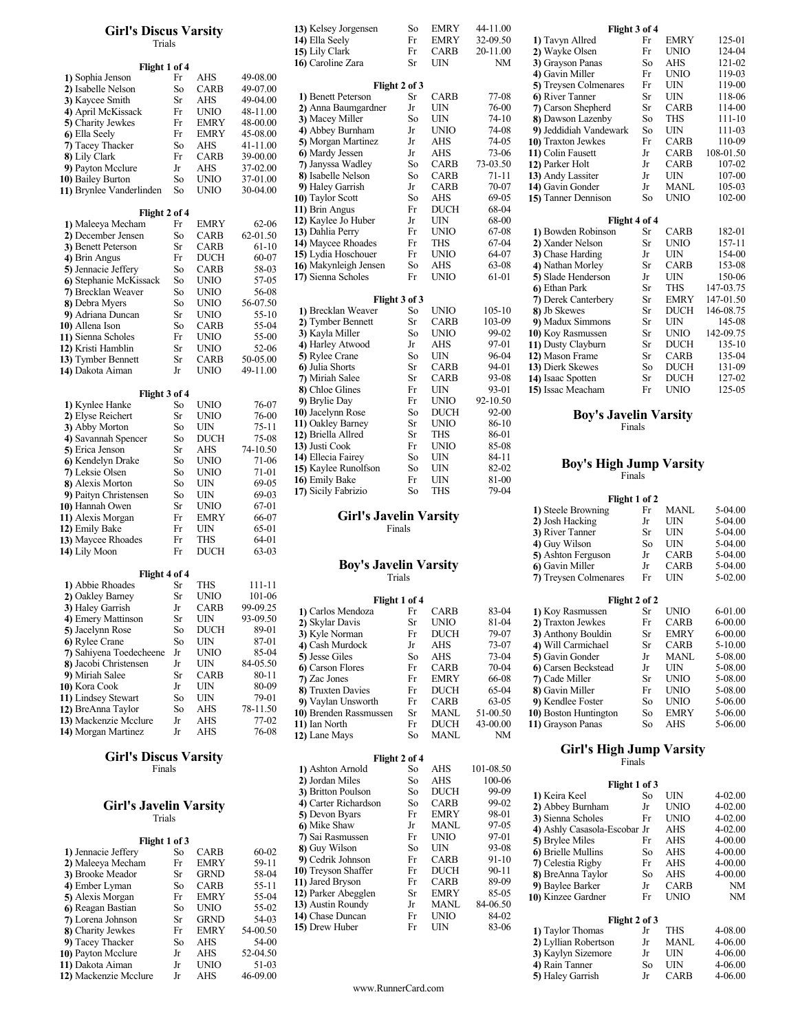## Girl's Discus Varsity

Trials

**Flight 1 of 4**

| Place | Name | Yr | Team | Mark |
|---|---|---|---|---|
| 1) | Sophia Jenson | Fr | AHS | 49-08.00 |
| 2) | Isabelle Nelson | So | CARB | 49-07.00 |
| 3) | Kaycee Smith | Sr | AHS | 49-04.00 |
| 4) | April McKissack | Fr | UNIO | 48-11.00 |
| 5) | Charity Jewkes | Fr | EMRY | 48-00.00 |
| 6) | Ella Seely | Fr | EMRY | 45-08.00 |
| 7) | Tacey Thacker | So | AHS | 41-11.00 |
| 8) | Lily Clark | Fr | CARB | 39-00.00 |
| 9) | Payton Mcclure | Jr | AHS | 37-02.00 |
| 10) | Bailey Burton | So | UNIO | 37-01.00 |
| 11) | Brynlee Vanderlinden | So | UNIO | 30-04.00 |

**Flight 2 of 4**

| Place | Name | Yr | Team | Mark |
|---|---|---|---|---|
| 1) | Maleeya Mecham | Fr | EMRY | 62-06 |
| 2) | December Jensen | So | CARB | 62-01.50 |
| 3) | Benett Peterson | Sr | CARB | 61-10 |
| 4) | Brin Angus | Fr | DUCH | 60-07 |
| 5) | Jennacie Jeffery | So | CARB | 58-03 |
| 6) | Stephanie McKissack | So | UNIO | 57-05 |
| 7) | Brecklan Weaver | So | UNIO | 56-08 |
| 8) | Debra Myers | So | UNIO | 56-07.50 |
| 9) | Adriana Duncan | Sr | UNIO | 55-10 |
| 10) | Allena Ison | So | CARB | 55-04 |
| 11) | Sienna Scholes | Fr | UNIO | 55-00 |
| 12) | Kristi Hamblin | Sr | UNIO | 52-06 |
| 13) | Tymber Bennett | Sr | CARB | 50-05.00 |
| 14) | Dakota Aiman | Jr | UNIO | 49-11.00 |

**Flight 3 of 4**

| Place | Name | Yr | Team | Mark |
|---|---|---|---|---|
| 1) | Kynlee Hanke | So | UNIO | 76-07 |
| 2) | Elyse Reichert | Sr | UNIO | 76-00 |
| 3) | Abby Morton | So | UIN | 75-11 |
| 4) | Savannah Spencer | So | DUCH | 75-08 |
| 5) | Erica Jenson | Sr | AHS | 74-10.50 |
| 6) | Kendelyn Drake | So | UNIO | 71-06 |
| 7) | Leksie Olsen | So | UNIO | 71-01 |
| 8) | Alexis Morton | So | UIN | 69-05 |
| 9) | Paityn Christensen | So | UIN | 69-03 |
| 10) | Hannah Owen | Sr | UNIO | 67-01 |
| 11) | Alexis Morgan | Fr | EMRY | 66-07 |
| 12) | Emily Bake | Fr | UIN | 65-01 |
| 13) | Maycee Rhoades | Fr | THS | 64-01 |
| 14) | Lily Moon | Fr | DUCH | 63-03 |

**Flight 4 of 4**

| Place | Name | Yr | Team | Mark |
|---|---|---|---|---|
| 1) | Abbie Rhoades | Sr | THS | 111-11 |
| 2) | Oakley Barney | Sr | UNIO | 101-06 |
| 3) | Haley Garrish | Jr | CARB | 99-09.25 |
| 4) | Emery Mattinson | Sr | UIN | 93-09.50 |
| 5) | Jacelynn Rose | So | DUCH | 89-01 |
| 6) | Rylee Crane | So | UIN | 87-01 |
| 7) | Sahiyena Toedecheene | Jr | UNIO | 85-04 |
| 8) | Jacobi Christensen | Jr | UIN | 84-05.50 |
| 9) | Miriah Salee | Sr | CARB | 80-11 |
| 10) | Kora Cook | Jr | UIN | 80-09 |
| 11) | Lindsey Stewart | So | UIN | 79-01 |
| 12) | BreAnna Taylor | So | AHS | 78-11.50 |
| 13) | Mackenzie Mcclure | Jr | AHS | 77-02 |
| 14) | Morgan Martinez | Jr | AHS | 76-08 |

## Girl's Discus Varsity

Finals

## Girl's Javelin Varsity

Trials

**Flight 1 of 3**

| Place | Name | Yr | Team | Mark |
|---|---|---|---|---|
| 1) | Jennacie Jeffery | So | CARB | 60-02 |
| 2) | Maleeya Mecham | Fr | EMRY | 59-11 |
| 3) | Brooke Meador | Sr | GRND | 58-04 |
| 4) | Ember Lyman | So | CARB | 55-11 |
| 5) | Alexis Morgan | Fr | EMRY | 55-04 |
| 6) | Reagan Bastian | So | UNIO | 55-02 |
| 7) | Lorena Johnson | Sr | GRND | 54-03 |
| 8) | Charity Jewkes | Fr | EMRY | 54-00.50 |
| 9) | Tacey Thacker | So | AHS | 54-00 |
| 10) | Payton Mcclure | Jr | AHS | 52-04.50 |
| 11) | Dakota Aiman | Jr | UNIO | 51-03 |
| 12) | Mackenzie Mcclure | Jr | AHS | 46-09.00 |
| 13) | Kelsey Jorgensen | So | EMRY | 44-11.00 |
| 14) | Ella Seely | Fr | EMRY | 32-09.50 |
| 15) | Lily Clark | Fr | CARB | 20-11.00 |
| 16) | Caroline Zara | Sr | UIN | NM |

**Flight 2 of 3**

| Place | Name | Yr | Team | Mark |
|---|---|---|---|---|
| 1) | Benett Peterson | Sr | CARB | 77-08 |
| 2) | Anna Baumgardner | Jr | UIN | 76-00 |
| 3) | Macey Miller | So | UIN | 74-10 |
| 4) | Abbey Burnham | Jr | UNIO | 74-08 |
| 5) | Morgan Martinez | Jr | AHS | 74-05 |
| 6) | Mardy Jessen | Jr | AHS | 73-06 |
| 7) | Janyssa Wadley | So | CARB | 73-03.50 |
| 8) | Isabelle Nelson | So | CARB | 71-11 |
| 9) | Haley Garrish | Jr | CARB | 70-07 |
| 10) | Taylor Scott | So | AHS | 69-05 |
| 11) | Brin Angus | Fr | DUCH | 68-04 |
| 12) | Kaylee Jo Huber | Jr | UIN | 68-00 |
| 13) | Dahlia Perry | Fr | UNIO | 67-08 |
| 14) | Maycee Rhoades | Fr | THS | 67-04 |
| 15) | Lydia Hoschouer | Fr | UNIO | 64-07 |
| 16) | Makynleigh Jensen | So | AHS | 63-08 |
| 17) | Sienna Scholes | Fr | UNIO | 61-01 |

**Flight 3 of 3**

| Place | Name | Yr | Team | Mark |
|---|---|---|---|---|
| 1) | Brecklan Weaver | So | UNIO | 105-10 |
| 2) | Tymber Bennett | Sr | CARB | 103-09 |
| 3) | Kayla Miller | So | UNIO | 99-02 |
| 4) | Harley Atwood | Jr | AHS | 97-01 |
| 5) | Rylee Crane | So | UIN | 96-04 |
| 6) | Julia Shorts | Sr | CARB | 94-01 |
| 7) | Miriah Salee | Sr | CARB | 93-08 |
| 8) | Chloe Glines | Fr | UIN | 93-01 |
| 9) | Brylie Day | Fr | UNIO | 92-10.50 |
| 10) | Jacelynn Rose | So | DUCH | 92-00 |
| 11) | Oakley Barney | Sr | UNIO | 86-10 |
| 12) | Briella Allred | Sr | THS | 86-01 |
| 13) | Justi Cook | Fr | UNIO | 85-08 |
| 14) | Ellecia Fairey | So | UIN | 84-11 |
| 15) | Kaylee Runolfson | So | UIN | 82-02 |
| 16) | Emily Bake | Fr | UIN | 81-00 |
| 17) | Sicily Fabrizio | So | THS | 79-04 |

## Girl's Javelin Varsity

Finals

## Boy's Javelin Varsity

Trials

**Flight 1 of 4**

| Place | Name | Yr | Team | Mark |
|---|---|---|---|---|
| 1) | Carlos Mendoza | Fr | CARB | 83-04 |
| 2) | Skylar Davis | Sr | UNIO | 81-04 |
| 3) | Kyle Norman | Fr | DUCH | 79-07 |
| 4) | Cash Murdock | Jr | AHS | 73-07 |
| 5) | Jesse Giles | So | AHS | 73-04 |
| 6) | Carson Flores | Fr | CARB | 70-04 |
| 7) | Zac Jones | Fr | EMRY | 66-08 |
| 8) | Truxten Davies | Fr | DUCH | 65-04 |
| 9) | Vaylan Unsworth | Fr | CARB | 63-05 |
| 10) | Brenden Rassmussen | Sr | MANL | 51-00.50 |
| 11) | Ian North | Fr | DUCH | 43-00.00 |
| 12) | Lane Mays | So | MANL | NM |

**Flight 2 of 4**

| Place | Name | Yr | Team | Mark |
|---|---|---|---|---|
| 1) | Ashton Arnold | So | AHS | 101-08.50 |
| 2) | Jordan Miles | So | AHS | 100-06 |
| 3) | Britton Poulson | So | DUCH | 99-09 |
| 4) | Carter Richardson | So | CARB | 99-02 |
| 5) | Devon Byars | Fr | EMRY | 98-01 |
| 6) | Mike Shaw | Jr | MANL | 97-05 |
| 7) | Sai Rasmussen | Fr | UNIO | 97-01 |
| 8) | Guy Wilson | So | UIN | 93-08 |
| 9) | Cedrik Johnson | Fr | CARB | 91-10 |
| 10) | Treyson Shaffer | Fr | DUCH | 90-11 |
| 11) | Jared Bryson | Fr | CARB | 89-09 |
| 12) | Parker Abegglen | Sr | EMRY | 85-05 |
| 13) | Austin Roundy | Jr | MANL | 84-06.50 |
| 14) | Chase Duncan | Fr | UNIO | 84-02 |
| 15) | Drew Huber | Fr | UIN | 83-06 |

**Flight 3 of 4**

| Place | Name | Yr | Team | Mark |
|---|---|---|---|---|
| 1) | Tavyn Allred | Fr | EMRY | 125-01 |
| 2) | Wayke Olsen | Fr | UNIO | 124-04 |
| 3) | Grayson Panas | So | AHS | 121-02 |
| 4) | Gavin Miller | Fr | UNIO | 119-03 |
| 5) | Treysen Colmenares | Fr | UIN | 119-00 |
| 6) | River Tanner | Sr | UIN | 118-06 |
| 7) | Carson Shepherd | Sr | CARB | 114-00 |
| 8) | Dawson Lazenby | So | THS | 111-10 |
| 9) | Jeddidiah Vandewark | So | UIN | 111-03 |
| 10) | Traxton Jewkes | Fr | CARB | 110-09 |
| 11) | Colin Fausett | Jr | CARB | 108-01.50 |
| 12) | Parker Holt | Jr | CARB | 107-02 |
| 13) | Andy Lassiter | Jr | UIN | 107-00 |
| 14) | Gavin Gonder | Jr | MANL | 105-03 |
| 15) | Tanner Dennison | So | UNIO | 102-00 |

**Flight 4 of 4**

| Place | Name | Yr | Team | Mark |
|---|---|---|---|---|
| 1) | Bowden Robinson | Sr | CARB | 182-01 |
| 2) | Xander Nelson | Sr | UNIO | 157-11 |
| 3) | Chase Harding | Jr | UIN | 154-00 |
| 4) | Nathan Morley | Sr | CARB | 153-08 |
| 5) | Slade Henderson | Jr | UIN | 150-06 |
| 6) | Ethan Park | Sr | THS | 147-03.75 |
| 7) | Derek Canterbery | Sr | EMRY | 147-01.50 |
| 8) | Jb Skewes | Sr | DUCH | 146-08.75 |
| 9) | Madux Simmons | Sr | UIN | 145-08 |
| 10) | Koy Rasmussen | Sr | UNIO | 142-09.75 |
| 11) | Dusty Clayburn | Sr | DUCH | 135-10 |
| 12) | Mason Frame | Sr | CARB | 135-04 |
| 13) | Dierk Skewes | So | DUCH | 131-09 |
| 14) | Isaac Spotten | Sr | DUCH | 127-02 |
| 15) | Issac Meacham | Fr | UNIO | 125-05 |

## Boy's Javelin Varsity

Finals

## Boy's High Jump Varsity

Finals

**Flight 1 of 2**

| Place | Name | Yr | Team | Mark |
|---|---|---|---|---|
| 1) | Steele Browning | Fr | MANL | 5-04.00 |
| 2) | Josh Hacking | Jr | UIN | 5-04.00 |
| 3) | River Tanner | Sr | UIN | 5-04.00 |
| 4) | Guy Wilson | So | UIN | 5-04.00 |
| 5) | Ashton Ferguson | Jr | CARB | 5-04.00 |
| 6) | Gavin Miller | Jr | CARB | 5-04.00 |
| 7) | Treysen Colmenares | Fr | UIN | 5-02.00 |

**Flight 2 of 2**

| Place | Name | Yr | Team | Mark |
|---|---|---|---|---|
| 1) | Koy Rasmussen | Sr | UNIO | 6-01.00 |
| 2) | Traxton Jewkes | Fr | CARB | 6-00.00 |
| 3) | Anthony Bouldin | Sr | EMRY | 6-00.00 |
| 4) | Will Carmichael | Sr | CARB | 5-10.00 |
| 5) | Gavin Gonder | Jr | MANL | 5-08.00 |
| 6) | Carsen Beckstead | Jr | UIN | 5-08.00 |
| 7) | Cade Miller | Sr | UNIO | 5-08.00 |
| 8) | Gavin Miller | Fr | UNIO | 5-08.00 |
| 9) | Kendlee Foster | So | UNIO | 5-06.00 |
| 10) | Boston Huntington | So | EMRY | 5-06.00 |
| 11) | Grayson Panas | So | AHS | 5-06.00 |

## Girl's High Jump Varsity

Finals

**Flight 1 of 3**

| Place | Name | Yr | Team | Mark |
|---|---|---|---|---|
| 1) | Keira Keel | So | UIN | 4-02.00 |
| 2) | Abbey Burnham | Jr | UNIO | 4-02.00 |
| 3) | Sienna Scholes | Fr | UNIO | 4-02.00 |
| 4) | Ashly Casasola-Escobar | Jr | AHS | 4-02.00 |
| 5) | Brylee Miles | Fr | AHS | 4-00.00 |
| 6) | Brielle Mullins | So | AHS | 4-00.00 |
| 7) | Celestia Rigby | Fr | AHS | 4-00.00 |
| 8) | BreAnna Taylor | So | AHS | 4-00.00 |
| 9) | Baylee Barker | Jr | CARB | NM |
| 10) | Kinzee Gardner | Fr | UNIO | NM |

**Flight 2 of 3**

| Place | Name | Yr | Team | Mark |
|---|---|---|---|---|
| 1) | Taylor Thomas | Jr | THS | 4-08.00 |
| 2) | Lyllian Robertson | Jr | MANL | 4-06.00 |
| 3) | Kaylyn Sizemore | Jr | UIN | 4-06.00 |
| 4) | Rain Tanner | So | UIN | 4-06.00 |
| 5) | Haley Garrish | Jr | CARB | 4-06.00 |

www.RunnerCard.com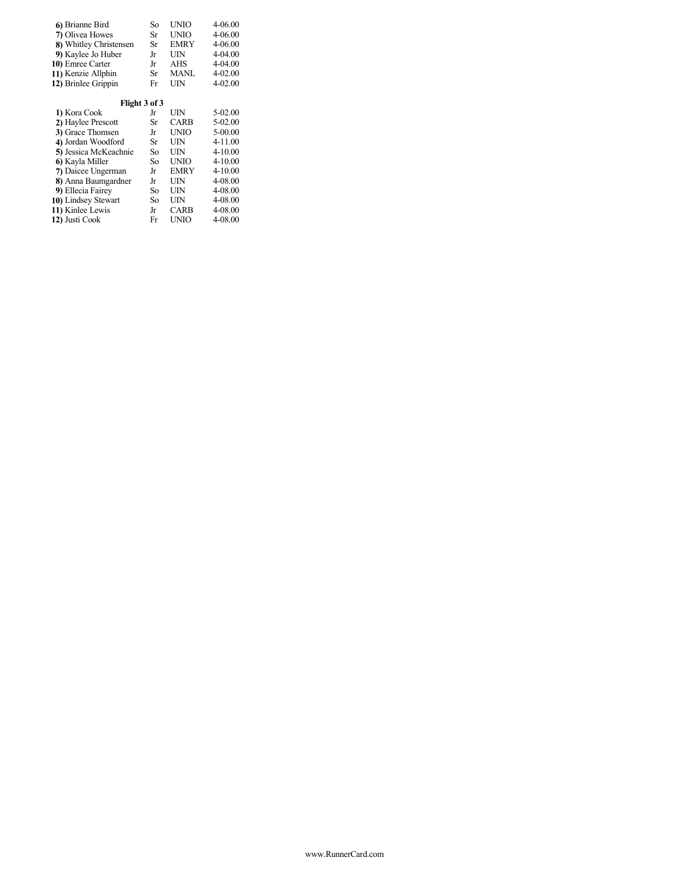| | | | |
|---|---|---|---|
| **6)** Brianne Bird | So | UNIO | 4-06.00 |
| **7)** Olivea Howes | Sr | UNIO | 4-06.00 |
| **8)** Whitley Christensen | Sr | EMRY | 4-06.00 |
| **9)** Kaylee Jo Huber | Jr | UIN | 4-04.00 |
| **10)** Emree Carter | Jr | AHS | 4-04.00 |
| **11)** Kenzie Allphin | Sr | MANL | 4-02.00 |
| **12)** Brinlee Grippin | Fr | UIN | 4-02.00 |

**Flight 3 of 3**

| | | | |
|---|---|---|---|
| **1)** Kora Cook | Jr | UIN | 5-02.00 |
| **2)** Haylee Prescott | Sr | CARB | 5-02.00 |
| **3)** Grace Thomsen | Jr | UNIO | 5-00.00 |
| **4)** Jordan Woodford | Sr | UIN | 4-11.00 |
| **5)** Jessica McKeachnie | So | UIN | 4-10.00 |
| **6)** Kayla Miller | So | UNIO | 4-10.00 |
| **7)** Daicee Ungerman | Jr | EMRY | 4-10.00 |
| **8)** Anna Baumgardner | Jr | UIN | 4-08.00 |
| **9)** Ellecia Fairey | So | UIN | 4-08.00 |
| **10)** Lindsey Stewart | So | UIN | 4-08.00 |
| **11)** Kinlee Lewis | Jr | CARB | 4-08.00 |
| **12)** Justi Cook | Fr | UNIO | 4-08.00 |

www.RunnerCard.com